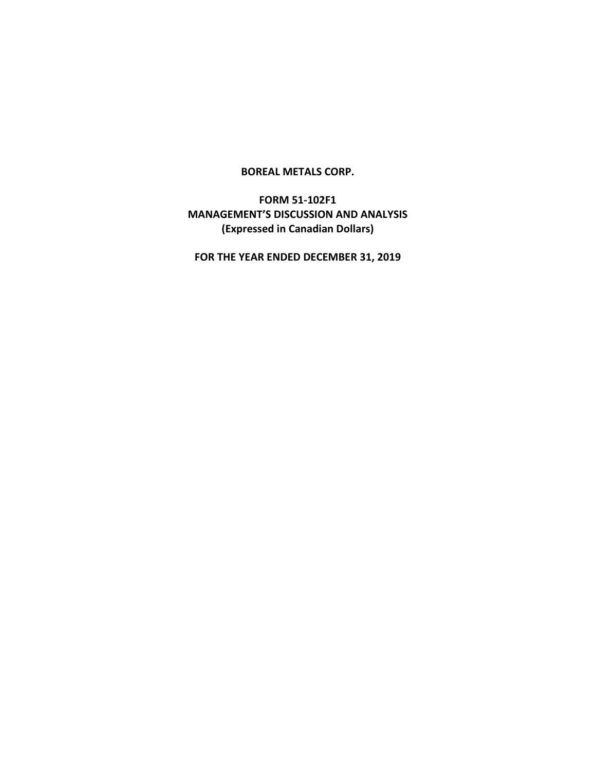# BOREAL METALS CORP.

## FORM 51-102F1
## MANAGEMENT'S DISCUSSION AND ANALYSIS
## (Expressed in Canadian Dollars)

## FOR THE YEAR ENDED DECEMBER 31, 2019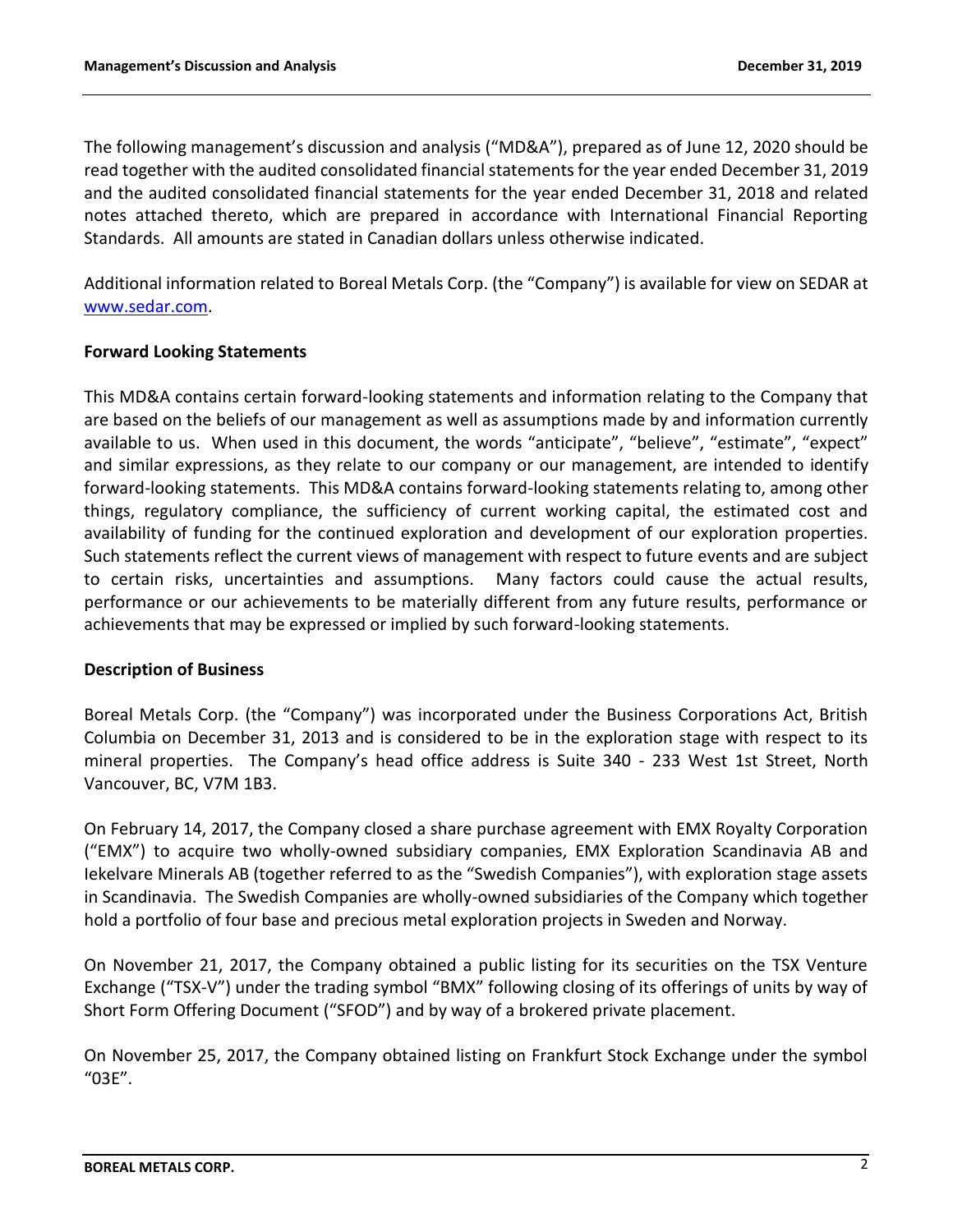The following management's discussion and analysis ("MD&A"), prepared as of June 12, 2020 should be read together with the audited consolidated financial statements for the year ended December 31, 2019 and the audited consolidated financial statements for the year ended December 31, 2018 and related notes attached thereto, which are prepared in accordance with International Financial Reporting Standards. All amounts are stated in Canadian dollars unless otherwise indicated.

Additional information related to Boreal Metals Corp. (the "Company") is available for view on SEDAR at www.sedar.com.

**Forward Looking Statements**

This MD&A contains certain forward-looking statements and information relating to the Company that are based on the beliefs of our management as well as assumptions made by and information currently available to us. When used in this document, the words "anticipate", "believe", "estimate", "expect" and similar expressions, as they relate to our company or our management, are intended to identify forward-looking statements. This MD&A contains forward-looking statements relating to, among other things, regulatory compliance, the sufficiency of current working capital, the estimated cost and availability of funding for the continued exploration and development of our exploration properties. Such statements reflect the current views of management with respect to future events and are subject to certain risks, uncertainties and assumptions. Many factors could cause the actual results, performance or our achievements to be materially different from any future results, performance or achievements that may be expressed or implied by such forward-looking statements.

**Description of Business**

Boreal Metals Corp. (the "Company") was incorporated under the Business Corporations Act, British Columbia on December 31, 2013 and is considered to be in the exploration stage with respect to its mineral properties. The Company's head office address is Suite 340 - 233 West 1st Street, North Vancouver, BC, V7M 1B3.

On February 14, 2017, the Company closed a share purchase agreement with EMX Royalty Corporation ("EMX") to acquire two wholly-owned subsidiary companies, EMX Exploration Scandinavia AB and Iekelvare Minerals AB (together referred to as the "Swedish Companies"), with exploration stage assets in Scandinavia. The Swedish Companies are wholly-owned subsidiaries of the Company which together hold a portfolio of four base and precious metal exploration projects in Sweden and Norway.

On November 21, 2017, the Company obtained a public listing for its securities on the TSX Venture Exchange ("TSX-V") under the trading symbol "BMX" following closing of its offerings of units by way of Short Form Offering Document ("SFOD") and by way of a brokered private placement.

On November 25, 2017, the Company obtained listing on Frankfurt Stock Exchange under the symbol "03E".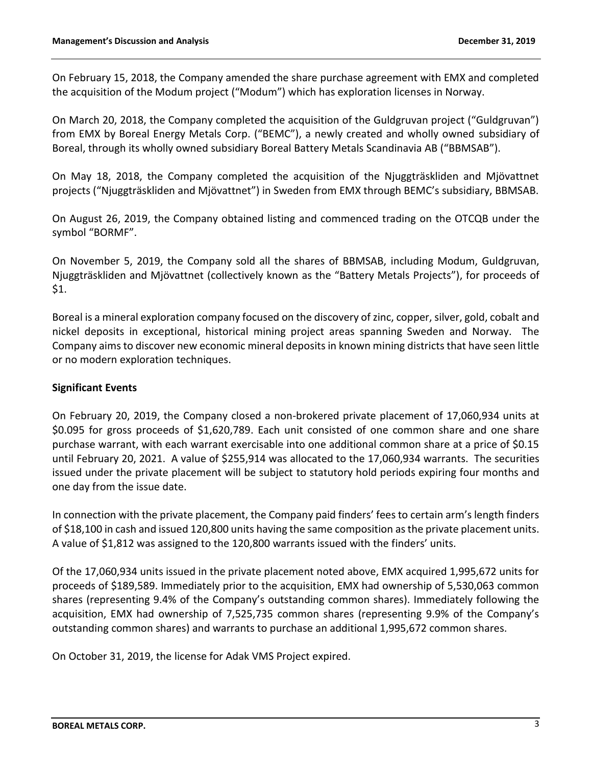On February 15, 2018, the Company amended the share purchase agreement with EMX and completed the acquisition of the Modum project ("Modum") which has exploration licenses in Norway.

On March 20, 2018, the Company completed the acquisition of the Guldgruvan project ("Guldgruvan") from EMX by Boreal Energy Metals Corp. ("BEMC"), a newly created and wholly owned subsidiary of Boreal, through its wholly owned subsidiary Boreal Battery Metals Scandinavia AB ("BBMSAB").

On May 18, 2018, the Company completed the acquisition of the Njuggträskliden and Mjövattnet projects ("Njuggträskliden and Mjövattnet") in Sweden from EMX through BEMC's subsidiary, BBMSAB.

On August 26, 2019, the Company obtained listing and commenced trading on the OTCQB under the symbol "BORMF".

On November 5, 2019, the Company sold all the shares of BBMSAB, including Modum, Guldgruvan, Njuggträskliden and Mjövattnet (collectively known as the "Battery Metals Projects"), for proceeds of $1.

Boreal is a mineral exploration company focused on the discovery of zinc, copper, silver, gold, cobalt and nickel deposits in exceptional, historical mining project areas spanning Sweden and Norway. The Company aims to discover new economic mineral deposits in known mining districts that have seen little or no modern exploration techniques.

## Significant Events

On February 20, 2019, the Company closed a non-brokered private placement of 17,060,934 units at $0.095 for gross proceeds of $1,620,789. Each unit consisted of one common share and one share purchase warrant, with each warrant exercisable into one additional common share at a price of $0.15 until February 20, 2021. A value of $255,914 was allocated to the 17,060,934 warrants. The securities issued under the private placement will be subject to statutory hold periods expiring four months and one day from the issue date.

In connection with the private placement, the Company paid finders' fees to certain arm's length finders of $18,100 in cash and issued 120,800 units having the same composition as the private placement units. A value of $1,812 was assigned to the 120,800 warrants issued with the finders' units.

Of the 17,060,934 units issued in the private placement noted above, EMX acquired 1,995,672 units for proceeds of $189,589. Immediately prior to the acquisition, EMX had ownership of 5,530,063 common shares (representing 9.4% of the Company's outstanding common shares). Immediately following the acquisition, EMX had ownership of 7,525,735 common shares (representing 9.9% of the Company's outstanding common shares) and warrants to purchase an additional 1,995,672 common shares.

On October 31, 2019, the license for Adak VMS Project expired.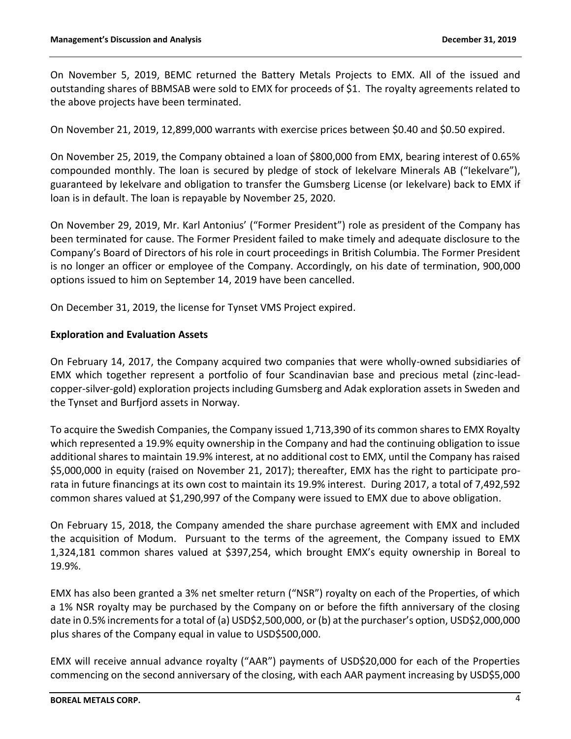On November 5, 2019, BEMC returned the Battery Metals Projects to EMX. All of the issued and outstanding shares of BBMSAB were sold to EMX for proceeds of $1. The royalty agreements related to the above projects have been terminated.

On November 21, 2019, 12,899,000 warrants with exercise prices between $0.40 and $0.50 expired.

On November 25, 2019, the Company obtained a loan of $800,000 from EMX, bearing interest of 0.65% compounded monthly. The loan is secured by pledge of stock of Iekelvare Minerals AB ("Iekelvare"), guaranteed by Iekelvare and obligation to transfer the Gumsberg License (or Iekelvare) back to EMX if loan is in default. The loan is repayable by November 25, 2020.

On November 29, 2019, Mr. Karl Antonius' ("Former President") role as president of the Company has been terminated for cause. The Former President failed to make timely and adequate disclosure to the Company's Board of Directors of his role in court proceedings in British Columbia. The Former President is no longer an officer or employee of the Company. Accordingly, on his date of termination, 900,000 options issued to him on September 14, 2019 have been cancelled.

On December 31, 2019, the license for Tynset VMS Project expired.

## Exploration and Evaluation Assets

On February 14, 2017, the Company acquired two companies that were wholly-owned subsidiaries of EMX which together represent a portfolio of four Scandinavian base and precious metal (zinc-lead-copper-silver-gold) exploration projects including Gumsberg and Adak exploration assets in Sweden and the Tynset and Burfjord assets in Norway.

To acquire the Swedish Companies, the Company issued 1,713,390 of its common shares to EMX Royalty which represented a 19.9% equity ownership in the Company and had the continuing obligation to issue additional shares to maintain 19.9% interest, at no additional cost to EMX, until the Company has raised $5,000,000 in equity (raised on November 21, 2017); thereafter, EMX has the right to participate pro-rata in future financings at its own cost to maintain its 19.9% interest. During 2017, a total of 7,492,592 common shares valued at $1,290,997 of the Company were issued to EMX due to above obligation.

On February 15, 2018, the Company amended the share purchase agreement with EMX and included the acquisition of Modum. Pursuant to the terms of the agreement, the Company issued to EMX 1,324,181 common shares valued at $397,254, which brought EMX's equity ownership in Boreal to 19.9%.

EMX has also been granted a 3% net smelter return ("NSR") royalty on each of the Properties, of which a 1% NSR royalty may be purchased by the Company on or before the fifth anniversary of the closing date in 0.5% increments for a total of (a) USD$2,500,000, or (b) at the purchaser's option, USD$2,000,000 plus shares of the Company equal in value to USD$500,000.

EMX will receive annual advance royalty ("AAR") payments of USD$20,000 for each of the Properties commencing on the second anniversary of the closing, with each AAR payment increasing by USD$5,000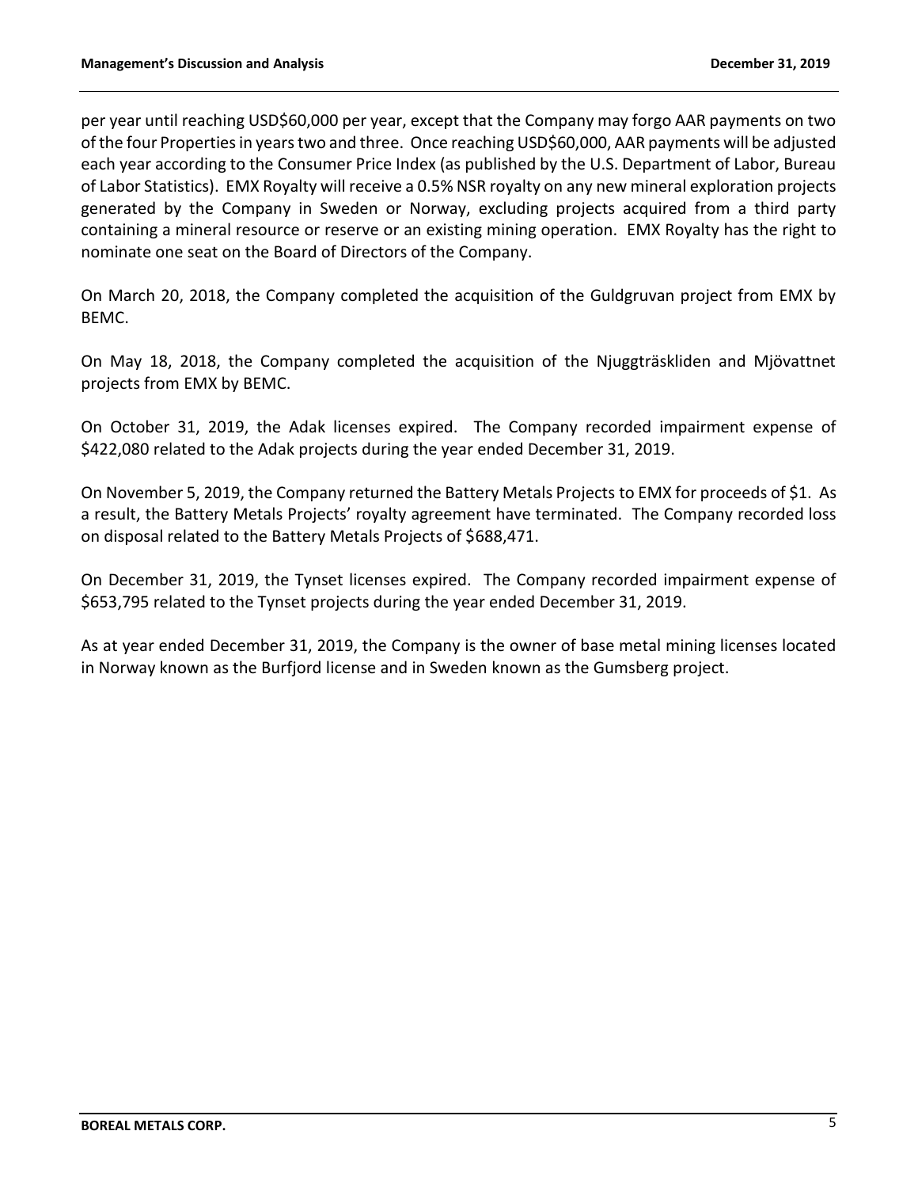per year until reaching USD$60,000 per year, except that the Company may forgo AAR payments on two of the four Properties in years two and three. Once reaching USD$60,000, AAR payments will be adjusted each year according to the Consumer Price Index (as published by the U.S. Department of Labor, Bureau of Labor Statistics). EMX Royalty will receive a 0.5% NSR royalty on any new mineral exploration projects generated by the Company in Sweden or Norway, excluding projects acquired from a third party containing a mineral resource or reserve or an existing mining operation. EMX Royalty has the right to nominate one seat on the Board of Directors of the Company.

On March 20, 2018, the Company completed the acquisition of the Guldgruvan project from EMX by BEMC.

On May 18, 2018, the Company completed the acquisition of the Njuggträskliden and Mjövattnet projects from EMX by BEMC.

On October 31, 2019, the Adak licenses expired. The Company recorded impairment expense of $422,080 related to the Adak projects during the year ended December 31, 2019.

On November 5, 2019, the Company returned the Battery Metals Projects to EMX for proceeds of $1. As a result, the Battery Metals Projects' royalty agreement have terminated. The Company recorded loss on disposal related to the Battery Metals Projects of $688,471.

On December 31, 2019, the Tynset licenses expired. The Company recorded impairment expense of $653,795 related to the Tynset projects during the year ended December 31, 2019.

As at year ended December 31, 2019, the Company is the owner of base metal mining licenses located in Norway known as the Burfjord license and in Sweden known as the Gumsberg project.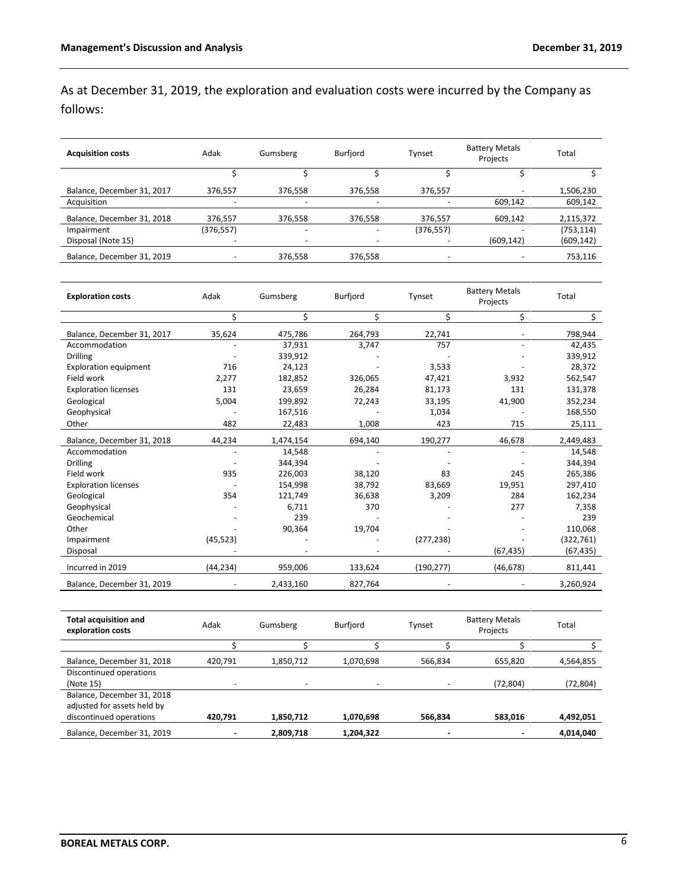As at December 31, 2019, the exploration and evaluation costs were incurred by the Company as follows:

| Acquisition costs | Adak | Gumsberg | Burfjord | Tynset | Battery Metals Projects | Total |
|---|---|---|---|---|---|---|
| | $ | $ | $ | $ | $ | $ |
| Balance, December 31, 2017 | 376,557 | 376,558 | 376,558 | 376,557 | - | 1,506,230 |
| Acquisition | - | - | - | - | 609,142 | 609,142 |
| Balance, December 31, 2018 | 376,557 | 376,558 | 376,558 | 376,557 | 609,142 | 2,115,372 |
| Impairment | (376,557) | - | - | (376,557) | - | (753,114) |
| Disposal (Note 15) | - | - | - | - | (609,142) | (609,142) |
| Balance, December 31, 2019 | - | 376,558 | 376,558 | - | - | 753,116 |

| Exploration costs | Adak | Gumsberg | Burfjord | Tynset | Battery Metals Projects | Total |
|---|---|---|---|---|---|---|
| | $ | $ | $ | $ | $ | $ |
| Balance, December 31, 2017 | 35,624 | 475,786 | 264,793 | 22,741 | - | 798,944 |
| Accommodation | - | 37,931 | 3,747 | 757 | - | 42,435 |
| Drilling | - | 339,912 | - | - | - | 339,912 |
| Exploration equipment | 716 | 24,123 | - | 3,533 | - | 28,372 |
| Field work | 2,277 | 182,852 | 326,065 | 47,421 | 3,932 | 562,547 |
| Exploration licenses | 131 | 23,659 | 26,284 | 81,173 | 131 | 131,378 |
| Geological | 5,004 | 199,892 | 72,243 | 33,195 | 41,900 | 352,234 |
| Geophysical | - | 167,516 | - | 1,034 | - | 168,550 |
| Other | 482 | 22,483 | 1,008 | 423 | 715 | 25,111 |
| Balance, December 31, 2018 | 44,234 | 1,474,154 | 694,140 | 190,277 | 46,678 | 2,449,483 |
| Accommodation | - | 14,548 | - | - | - | 14,548 |
| Drilling | - | 344,394 | - | - | - | 344,394 |
| Field work | 935 | 226,003 | 38,120 | 83 | 245 | 265,386 |
| Exploration licenses | - | 154,998 | 38,792 | 83,669 | 19,951 | 297,410 |
| Geological | 354 | 121,749 | 36,638 | 3,209 | 284 | 162,234 |
| Geophysical | - | 6,711 | 370 | - | 277 | 7,358 |
| Geochemical | - | 239 | - | - | - | 239 |
| Other | - | 90,364 | 19,704 | - | - | 110,068 |
| Impairment | (45,523) | - | - | (277,238) | - | (322,761) |
| Disposal | - | - | - | - | (67,435) | (67,435) |
| Incurred in 2019 | (44,234) | 959,006 | 133,624 | (190,277) | (46,678) | 811,441 |
| Balance, December 31, 2019 | - | 2,433,160 | 827,764 | - | - | 3,260,924 |

| Total acquisition and exploration costs | Adak | Gumsberg | Burfjord | Tynset | Battery Metals Projects | Total |
|---|---|---|---|---|---|---|
| | $ | $ | $ | $ | $ | $ |
| Balance, December 31, 2018 | 420,791 | 1,850,712 | 1,070,698 | 566,834 | 655,820 | 4,564,855 |
| Discontinued operations (Note 15) | - | - | - | - | (72,804) | (72,804) |
| Balance, December 31, 2018 adjusted for assets held by discontinued operations | **420,791** | **1,850,712** | **1,070,698** | **566,834** | **583,016** | **4,492,051** |
| Balance, December 31, 2019 | **-** | **2,809,718** | **1,204,322** | **-** | **-** | **4,014,040** |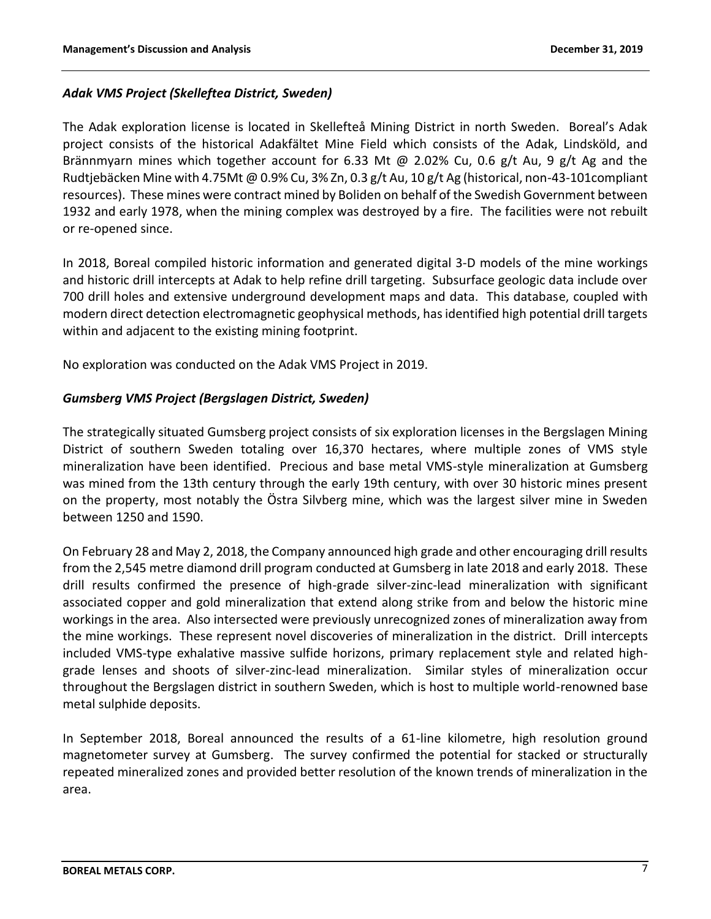### *Adak VMS Project (Skelleftea District, Sweden)*

The Adak exploration license is located in Skellefteå Mining District in north Sweden. Boreal's Adak project consists of the historical Adakfältet Mine Field which consists of the Adak, Lindsköld, and Brännmyarn mines which together account for 6.33 Mt @ 2.02% Cu, 0.6 g/t Au, 9 g/t Ag and the Rudtjebäcken Mine with 4.75Mt @ 0.9% Cu, 3% Zn, 0.3 g/t Au, 10 g/t Ag (historical, non-43-101compliant resources). These mines were contract mined by Boliden on behalf of the Swedish Government between 1932 and early 1978, when the mining complex was destroyed by a fire. The facilities were not rebuilt or re-opened since.

In 2018, Boreal compiled historic information and generated digital 3-D models of the mine workings and historic drill intercepts at Adak to help refine drill targeting. Subsurface geologic data include over 700 drill holes and extensive underground development maps and data. This database, coupled with modern direct detection electromagnetic geophysical methods, has identified high potential drill targets within and adjacent to the existing mining footprint.

No exploration was conducted on the Adak VMS Project in 2019.

### *Gumsberg VMS Project (Bergslagen District, Sweden)*

The strategically situated Gumsberg project consists of six exploration licenses in the Bergslagen Mining District of southern Sweden totaling over 16,370 hectares, where multiple zones of VMS style mineralization have been identified. Precious and base metal VMS-style mineralization at Gumsberg was mined from the 13th century through the early 19th century, with over 30 historic mines present on the property, most notably the Östra Silvberg mine, which was the largest silver mine in Sweden between 1250 and 1590.

On February 28 and May 2, 2018, the Company announced high grade and other encouraging drill results from the 2,545 metre diamond drill program conducted at Gumsberg in late 2018 and early 2018. These drill results confirmed the presence of high-grade silver-zinc-lead mineralization with significant associated copper and gold mineralization that extend along strike from and below the historic mine workings in the area. Also intersected were previously unrecognized zones of mineralization away from the mine workings. These represent novel discoveries of mineralization in the district. Drill intercepts included VMS-type exhalative massive sulfide horizons, primary replacement style and related high-grade lenses and shoots of silver-zinc-lead mineralization. Similar styles of mineralization occur throughout the Bergslagen district in southern Sweden, which is host to multiple world-renowned base metal sulphide deposits.

In September 2018, Boreal announced the results of a 61-line kilometre, high resolution ground magnetometer survey at Gumsberg. The survey confirmed the potential for stacked or structurally repeated mineralized zones and provided better resolution of the known trends of mineralization in the area.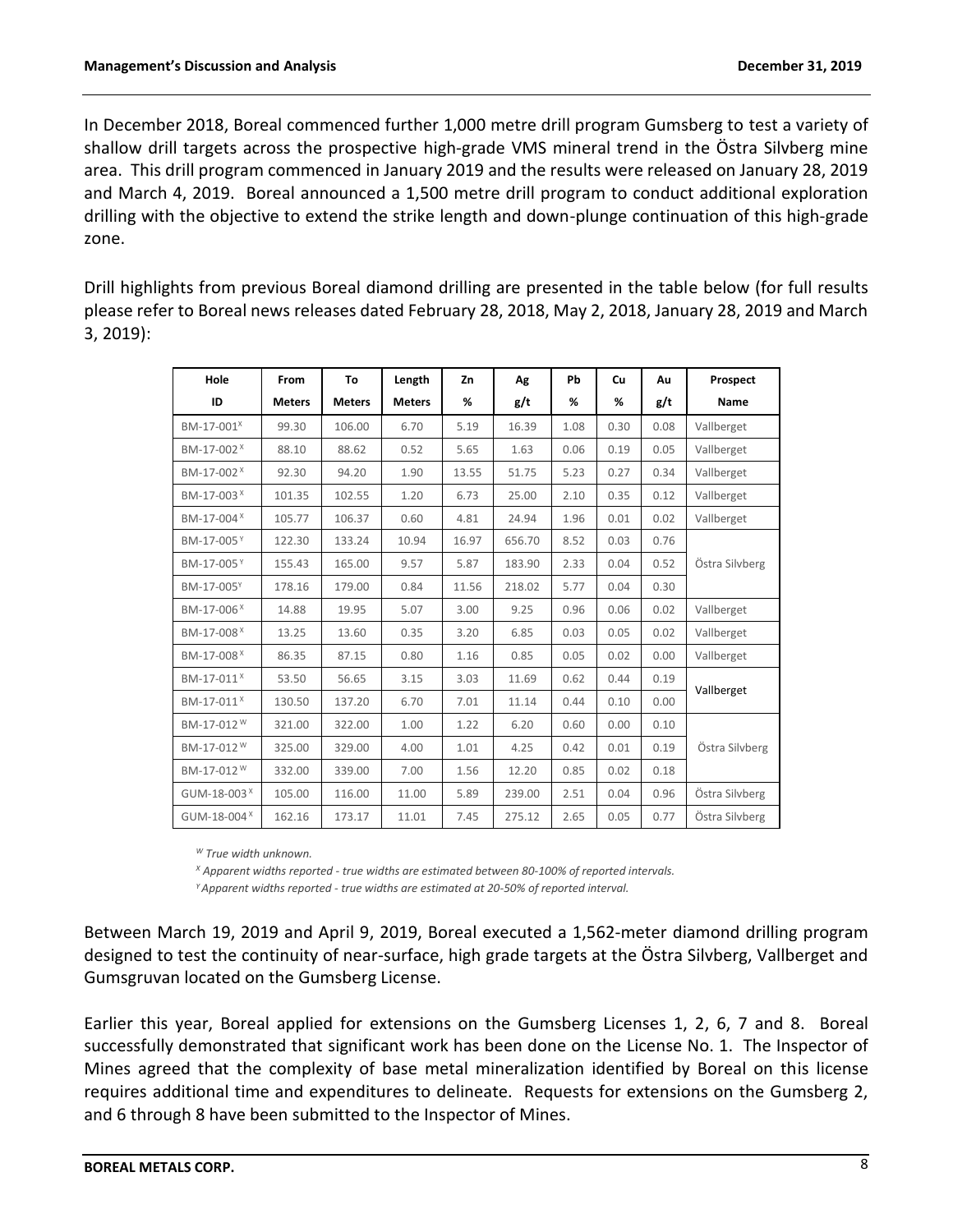In December 2018, Boreal commenced further 1,000 metre drill program Gumsberg to test a variety of shallow drill targets across the prospective high-grade VMS mineral trend in the Östra Silvberg mine area. This drill program commenced in January 2019 and the results were released on January 28, 2019 and March 4, 2019. Boreal announced a 1,500 metre drill program to conduct additional exploration drilling with the objective to extend the strike length and down-plunge continuation of this high-grade zone.

Drill highlights from previous Boreal diamond drilling are presented in the table below (for full results please refer to Boreal news releases dated February 28, 2018, May 2, 2018, January 28, 2019 and March 3, 2019):

| Hole ID | From Meters | To Meters | Length Meters | Zn % | Ag g/t | Pb % | Cu % | Au g/t | Prospect Name |
|---|---|---|---|---|---|---|---|---|---|
| BM-17-001[X] | 99.30 | 106.00 | 6.70 | 5.19 | 16.39 | 1.08 | 0.30 | 0.08 | Vallberget |
| BM-17-002[X] | 88.10 | 88.62 | 0.52 | 5.65 | 1.63 | 0.06 | 0.19 | 0.05 | Vallberget |
| BM-17-002[X] | 92.30 | 94.20 | 1.90 | 13.55 | 51.75 | 5.23 | 0.27 | 0.34 | Vallberget |
| BM-17-003[X] | 101.35 | 102.55 | 1.20 | 6.73 | 25.00 | 2.10 | 0.35 | 0.12 | Vallberget |
| BM-17-004[X] | 105.77 | 106.37 | 0.60 | 4.81 | 24.94 | 1.96 | 0.01 | 0.02 | Vallberget |
| BM-17-005[Y] | 122.30 | 133.24 | 10.94 | 16.97 | 656.70 | 8.52 | 0.03 | 0.76 | Östra Silvberg |
| BM-17-005[Y] | 155.43 | 165.00 | 9.57 | 5.87 | 183.90 | 2.33 | 0.04 | 0.52 | Östra Silvberg |
| BM-17-005[Y] | 178.16 | 179.00 | 0.84 | 11.56 | 218.02 | 5.77 | 0.04 | 0.30 | Östra Silvberg |
| BM-17-006[X] | 14.88 | 19.95 | 5.07 | 3.00 | 9.25 | 0.96 | 0.06 | 0.02 | Vallberget |
| BM-17-008[X] | 13.25 | 13.60 | 0.35 | 3.20 | 6.85 | 0.03 | 0.05 | 0.02 | Vallberget |
| BM-17-008[X] | 86.35 | 87.15 | 0.80 | 1.16 | 0.85 | 0.05 | 0.02 | 0.00 | Vallberget |
| BM-17-011[X] | 53.50 | 56.65 | 3.15 | 3.03 | 11.69 | 0.62 | 0.44 | 0.19 | Vallberget |
| BM-17-011[X] | 130.50 | 137.20 | 6.70 | 7.01 | 11.14 | 0.44 | 0.10 | 0.00 | Vallberget |
| BM-17-012[W] | 321.00 | 322.00 | 1.00 | 1.22 | 6.20 | 0.60 | 0.00 | 0.10 | Östra Silvberg |
| BM-17-012[W] | 325.00 | 329.00 | 4.00 | 1.01 | 4.25 | 0.42 | 0.01 | 0.19 | Östra Silvberg |
| BM-17-012[W] | 332.00 | 339.00 | 7.00 | 1.56 | 12.20 | 0.85 | 0.02 | 0.18 | Östra Silvberg |
| GUM-18-003[X] | 105.00 | 116.00 | 11.00 | 5.89 | 239.00 | 2.51 | 0.04 | 0.96 | Östra Silvberg |
| GUM-18-004[X] | 162.16 | 173.17 | 11.01 | 7.45 | 275.12 | 2.65 | 0.05 | 0.77 | Östra Silvberg |

*[W] True width unknown.*

*[X] Apparent widths reported - true widths are estimated between 80-100% of reported intervals.*

*[Y] Apparent widths reported - true widths are estimated at 20-50% of reported interval.*

Between March 19, 2019 and April 9, 2019, Boreal executed a 1,562-meter diamond drilling program designed to test the continuity of near-surface, high grade targets at the Östra Silvberg, Vallberget and Gumsgruvan located on the Gumsberg License.

Earlier this year, Boreal applied for extensions on the Gumsberg Licenses 1, 2, 6, 7 and 8. Boreal successfully demonstrated that significant work has been done on the License No. 1. The Inspector of Mines agreed that the complexity of base metal mineralization identified by Boreal on this license requires additional time and expenditures to delineate. Requests for extensions on the Gumsberg 2, and 6 through 8 have been submitted to the Inspector of Mines.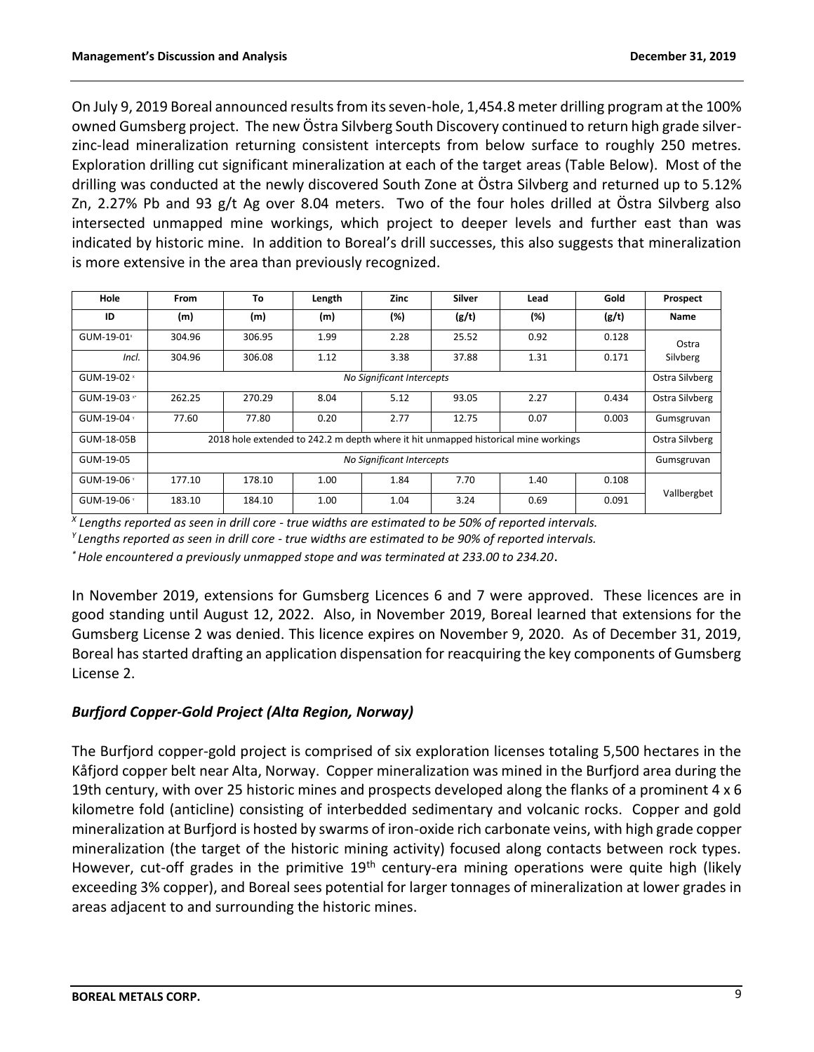On July 9, 2019 Boreal announced results from its seven-hole, 1,454.8 meter drilling program at the 100% owned Gumsberg project. The new Östra Silvberg South Discovery continued to return high grade silver-zinc-lead mineralization returning consistent intercepts from below surface to roughly 250 metres. Exploration drilling cut significant mineralization at each of the target areas (Table Below). Most of the drilling was conducted at the newly discovered South Zone at Östra Silvberg and returned up to 5.12% Zn, 2.27% Pb and 93 g/t Ag over 8.04 meters. Two of the four holes drilled at Östra Silvberg also intersected unmapped mine workings, which project to deeper levels and further east than was indicated by historic mine. In addition to Boreal's drill successes, this also suggests that mineralization is more extensive in the area than previously recognized.

| Hole ID | From (m) | To (m) | Length (m) | Zinc (%) | Silver (g/t) | Lead (%) | Gold (g/t) | Prospect Name |
|---|---|---|---|---|---|---|---|---|
| GUM-19-01[x] | 304.96 | 306.95 | 1.99 | 2.28 | 25.52 | 0.92 | 0.128 | Ostra Silvberg |
| *Incl.* | 304.96 | 306.08 | 1.12 | 3.38 | 37.88 | 1.31 | 0.171 | |
| GUM-19-02[x] | *No Significant Intercepts* | | | | | | | Ostra Silvberg |
| GUM-19-03[x*] | 262.25 | 270.29 | 8.04 | 5.12 | 93.05 | 2.27 | 0.434 | Ostra Silvberg |
| GUM-19-04[y] | 77.60 | 77.80 | 0.20 | 2.77 | 12.75 | 0.07 | 0.003 | Gumsgruvan |
| GUM-18-05B | 2018 hole extended to 242.2 m depth where it hit unmapped historical mine workings | | | | | | | Ostra Silvberg |
| GUM-19-05 | *No Significant Intercepts* | | | | | | | Gumsgruvan |
| GUM-19-06[y] | 177.10 | 178.10 | 1.00 | 1.84 | 7.70 | 1.40 | 0.108 | Vallbergbet |
| GUM-19-06[y] | 183.10 | 184.10 | 1.00 | 1.04 | 3.24 | 0.69 | 0.091 | |

[X] *Lengths reported as seen in drill core - true widths are estimated to be 50% of reported intervals.*
[Y] *Lengths reported as seen in drill core - true widths are estimated to be 90% of reported intervals.*
[*] *Hole encountered a previously unmapped stope and was terminated at 233.00 to 234.20*.

In November 2019, extensions for Gumsberg Licences 6 and 7 were approved. These licences are in good standing until August 12, 2022. Also, in November 2019, Boreal learned that extensions for the Gumsberg License 2 was denied. This licence expires on November 9, 2020. As of December 31, 2019, Boreal has started drafting an application dispensation for reacquiring the key components of Gumsberg License 2.

## *Burfjord Copper-Gold Project (Alta Region, Norway)*

The Burfjord copper-gold project is comprised of six exploration licenses totaling 5,500 hectares in the Kåfjord copper belt near Alta, Norway. Copper mineralization was mined in the Burfjord area during the 19th century, with over 25 historic mines and prospects developed along the flanks of a prominent 4 x 6 kilometre fold (anticline) consisting of interbedded sedimentary and volcanic rocks. Copper and gold mineralization at Burfjord is hosted by swarms of iron-oxide rich carbonate veins, with high grade copper mineralization (the target of the historic mining activity) focused along contacts between rock types. However, cut-off grades in the primitive 19th century-era mining operations were quite high (likely exceeding 3% copper), and Boreal sees potential for larger tonnages of mineralization at lower grades in areas adjacent to and surrounding the historic mines.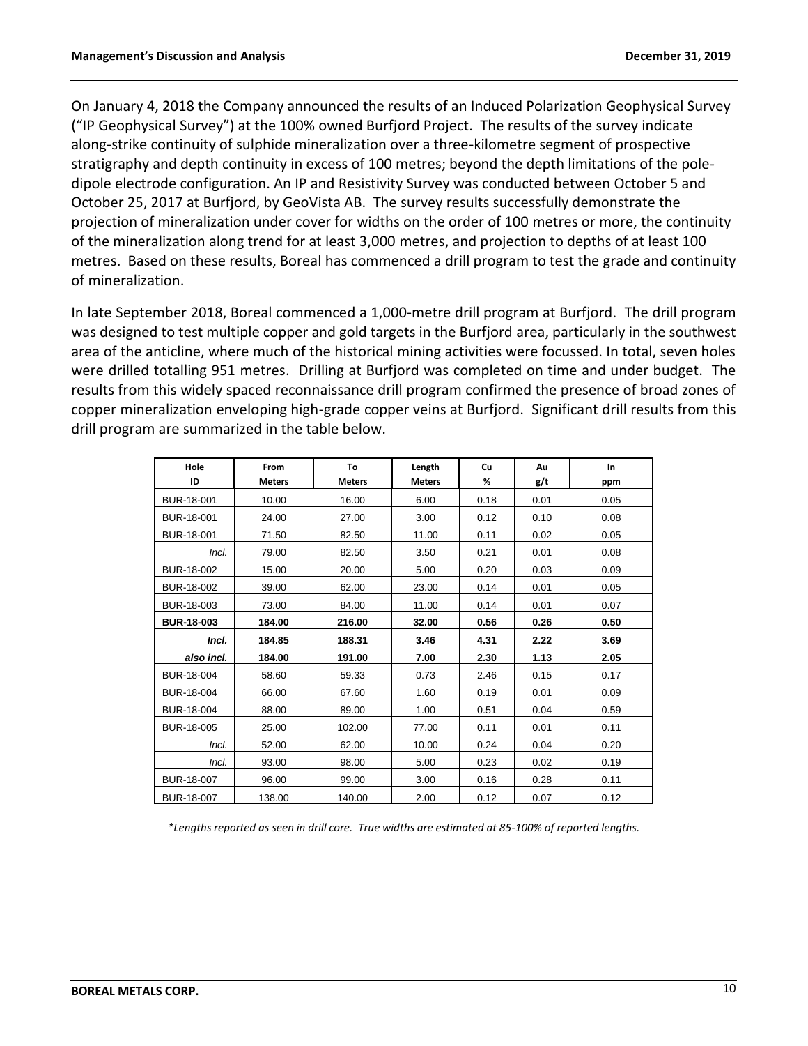On January 4, 2018 the Company announced the results of an Induced Polarization Geophysical Survey ("IP Geophysical Survey") at the 100% owned Burfjord Project. The results of the survey indicate along-strike continuity of sulphide mineralization over a three-kilometre segment of prospective stratigraphy and depth continuity in excess of 100 metres; beyond the depth limitations of the pole-dipole electrode configuration. An IP and Resistivity Survey was conducted between October 5 and October 25, 2017 at Burfjord, by GeoVista AB. The survey results successfully demonstrate the projection of mineralization under cover for widths on the order of 100 metres or more, the continuity of the mineralization along trend for at least 3,000 metres, and projection to depths of at least 100 metres. Based on these results, Boreal has commenced a drill program to test the grade and continuity of mineralization.

In late September 2018, Boreal commenced a 1,000-metre drill program at Burfjord. The drill program was designed to test multiple copper and gold targets in the Burfjord area, particularly in the southwest area of the anticline, where much of the historical mining activities were focussed. In total, seven holes were drilled totalling 951 metres. Drilling at Burfjord was completed on time and under budget. The results from this widely spaced reconnaissance drill program confirmed the presence of broad zones of copper mineralization enveloping high-grade copper veins at Burfjord. Significant drill results from this drill program are summarized in the table below.

| Hole ID | From Meters | To Meters | Length Meters | Cu % | Au g/t | In ppm |
|---|---|---|---|---|---|---|
| BUR-18-001 | 10.00 | 16.00 | 6.00 | 0.18 | 0.01 | 0.05 |
| BUR-18-001 | 24.00 | 27.00 | 3.00 | 0.12 | 0.10 | 0.08 |
| BUR-18-001 | 71.50 | 82.50 | 11.00 | 0.11 | 0.02 | 0.05 |
| *Incl.* | 79.00 | 82.50 | 3.50 | 0.21 | 0.01 | 0.08 |
| BUR-18-002 | 15.00 | 20.00 | 5.00 | 0.20 | 0.03 | 0.09 |
| BUR-18-002 | 39.00 | 62.00 | 23.00 | 0.14 | 0.01 | 0.05 |
| BUR-18-003 | 73.00 | 84.00 | 11.00 | 0.14 | 0.01 | 0.07 |
| **BUR-18-003** | **184.00** | **216.00** | **32.00** | **0.56** | **0.26** | **0.50** |
| ***Incl.*** | **184.85** | **188.31** | **3.46** | **4.31** | **2.22** | **3.69** |
| ***also incl.*** | **184.00** | **191.00** | **7.00** | **2.30** | **1.13** | **2.05** |
| BUR-18-004 | 58.60 | 59.33 | 0.73 | 2.46 | 0.15 | 0.17 |
| BUR-18-004 | 66.00 | 67.60 | 1.60 | 0.19 | 0.01 | 0.09 |
| BUR-18-004 | 88.00 | 89.00 | 1.00 | 0.51 | 0.04 | 0.59 |
| BUR-18-005 | 25.00 | 102.00 | 77.00 | 0.11 | 0.01 | 0.11 |
| *Incl.* | 52.00 | 62.00 | 10.00 | 0.24 | 0.04 | 0.20 |
| *Incl.* | 93.00 | 98.00 | 5.00 | 0.23 | 0.02 | 0.19 |
| BUR-18-007 | 96.00 | 99.00 | 3.00 | 0.16 | 0.28 | 0.11 |
| BUR-18-007 | 138.00 | 140.00 | 2.00 | 0.12 | 0.07 | 0.12 |

*\*Lengths reported as seen in drill core. True widths are estimated at 85-100% of reported lengths.*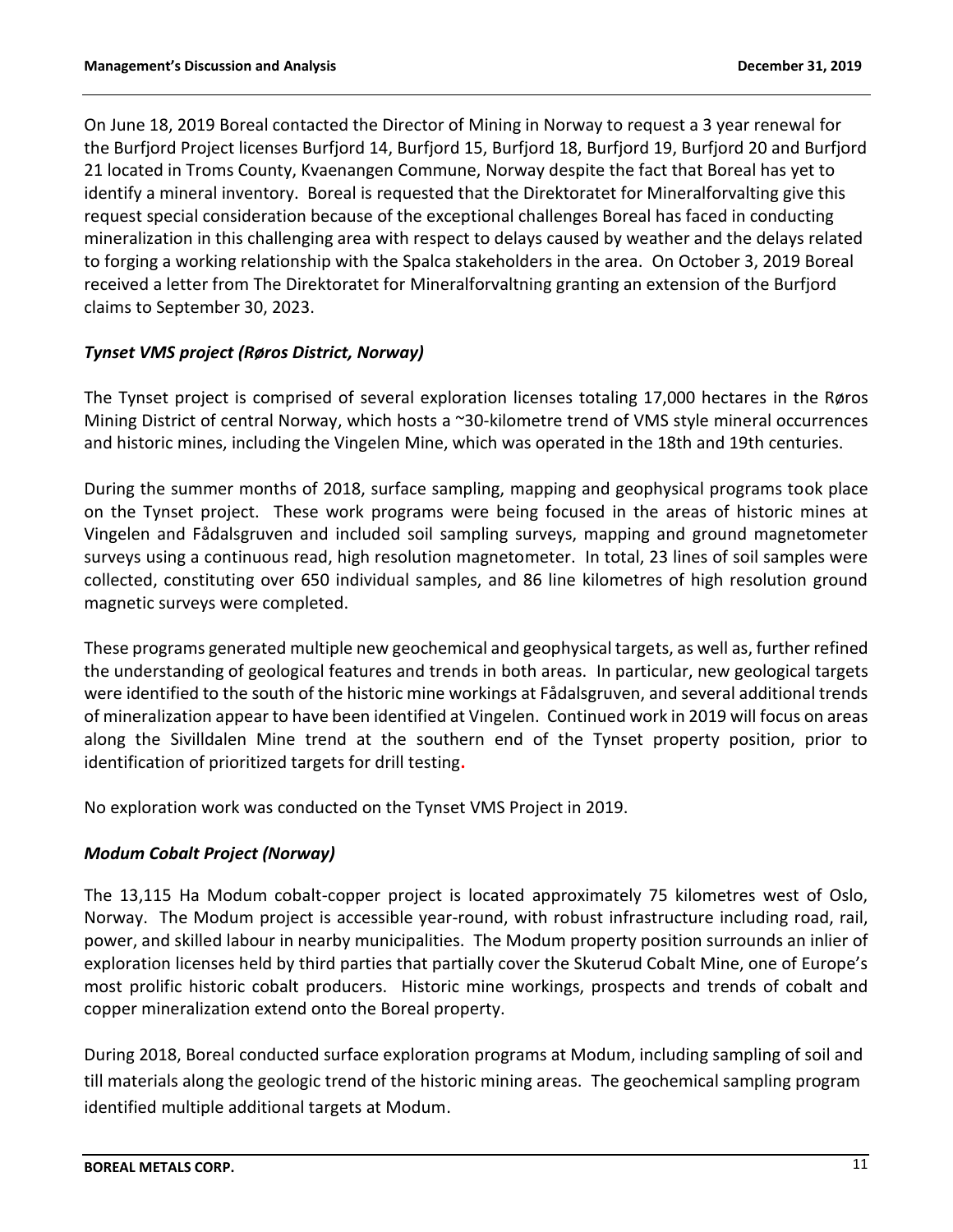On June 18, 2019 Boreal contacted the Director of Mining in Norway to request a 3 year renewal for the Burfjord Project licenses Burfjord 14, Burfjord 15, Burfjord 18, Burfjord 19, Burfjord 20 and Burfjord 21 located in Troms County, Kvaenangen Commune, Norway despite the fact that Boreal has yet to identify a mineral inventory. Boreal is requested that the Direktoratet for Mineralforvalting give this request special consideration because of the exceptional challenges Boreal has faced in conducting mineralization in this challenging area with respect to delays caused by weather and the delays related to forging a working relationship with the Spalca stakeholders in the area. On October 3, 2019 Boreal received a letter from The Direktoratet for Mineralforvaltning granting an extension of the Burfjord claims to September 30, 2023.

### *Tynset VMS project (Røros District, Norway)*

The Tynset project is comprised of several exploration licenses totaling 17,000 hectares in the Røros Mining District of central Norway, which hosts a ~30-kilometre trend of VMS style mineral occurrences and historic mines, including the Vingelen Mine, which was operated in the 18th and 19th centuries.

During the summer months of 2018, surface sampling, mapping and geophysical programs took place on the Tynset project. These work programs were being focused in the areas of historic mines at Vingelen and Fådalsgruven and included soil sampling surveys, mapping and ground magnetometer surveys using a continuous read, high resolution magnetometer. In total, 23 lines of soil samples were collected, constituting over 650 individual samples, and 86 line kilometres of high resolution ground magnetic surveys were completed.

These programs generated multiple new geochemical and geophysical targets, as well as, further refined the understanding of geological features and trends in both areas. In particular, new geological targets were identified to the south of the historic mine workings at Fådalsgruven, and several additional trends of mineralization appear to have been identified at Vingelen. Continued work in 2019 will focus on areas along the Sivilldalen Mine trend at the southern end of the Tynset property position, prior to identification of prioritized targets for drill testing.

No exploration work was conducted on the Tynset VMS Project in 2019.

### *Modum Cobalt Project (Norway)*

The 13,115 Ha Modum cobalt-copper project is located approximately 75 kilometres west of Oslo, Norway. The Modum project is accessible year-round, with robust infrastructure including road, rail, power, and skilled labour in nearby municipalities. The Modum property position surrounds an inlier of exploration licenses held by third parties that partially cover the Skuterud Cobalt Mine, one of Europe's most prolific historic cobalt producers. Historic mine workings, prospects and trends of cobalt and copper mineralization extend onto the Boreal property.

During 2018, Boreal conducted surface exploration programs at Modum, including sampling of soil and till materials along the geologic trend of the historic mining areas. The geochemical sampling program identified multiple additional targets at Modum.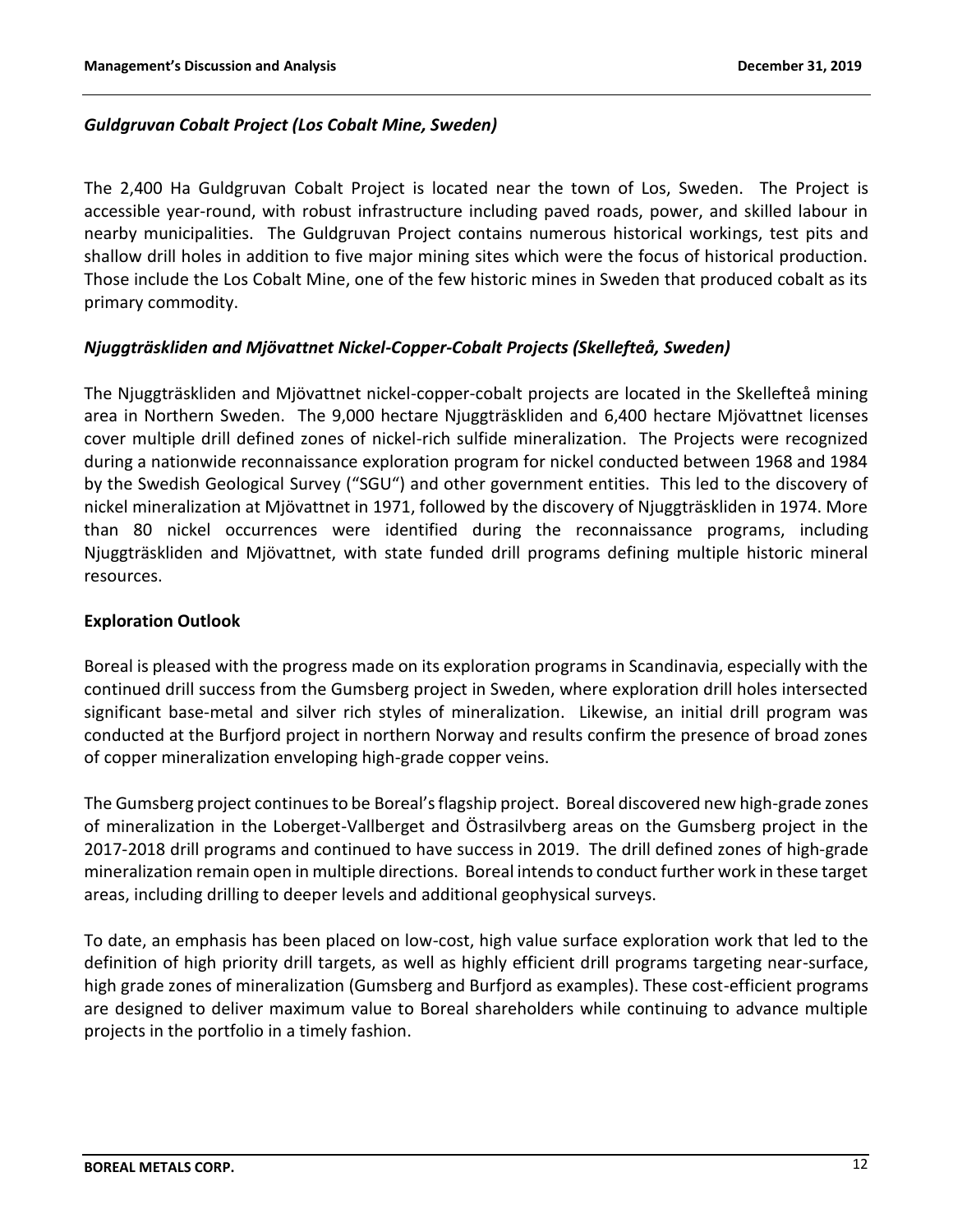### *Guldgruvan Cobalt Project (Los Cobalt Mine, Sweden)*

The 2,400 Ha Guldgruvan Cobalt Project is located near the town of Los, Sweden. The Project is accessible year-round, with robust infrastructure including paved roads, power, and skilled labour in nearby municipalities. The Guldgruvan Project contains numerous historical workings, test pits and shallow drill holes in addition to five major mining sites which were the focus of historical production. Those include the Los Cobalt Mine, one of the few historic mines in Sweden that produced cobalt as its primary commodity.

### *Njuggträskliden and Mjövattnet Nickel-Copper-Cobalt Projects (Skellefteå, Sweden)*

The Njuggträskliden and Mjövattnet nickel-copper-cobalt projects are located in the Skellefteå mining area in Northern Sweden. The 9,000 hectare Njuggträskliden and 6,400 hectare Mjövattnet licenses cover multiple drill defined zones of nickel-rich sulfide mineralization. The Projects were recognized during a nationwide reconnaissance exploration program for nickel conducted between 1968 and 1984 by the Swedish Geological Survey ("SGU") and other government entities. This led to the discovery of nickel mineralization at Mjövattnet in 1971, followed by the discovery of Njuggträskliden in 1974. More than 80 nickel occurrences were identified during the reconnaissance programs, including Njuggträskliden and Mjövattnet, with state funded drill programs defining multiple historic mineral resources.

## Exploration Outlook

Boreal is pleased with the progress made on its exploration programs in Scandinavia, especially with the continued drill success from the Gumsberg project in Sweden, where exploration drill holes intersected significant base-metal and silver rich styles of mineralization. Likewise, an initial drill program was conducted at the Burfjord project in northern Norway and results confirm the presence of broad zones of copper mineralization enveloping high-grade copper veins.

The Gumsberg project continues to be Boreal's flagship project. Boreal discovered new high-grade zones of mineralization in the Loberget-Vallberget and Östrasilvberg areas on the Gumsberg project in the 2017-2018 drill programs and continued to have success in 2019. The drill defined zones of high-grade mineralization remain open in multiple directions. Boreal intends to conduct further work in these target areas, including drilling to deeper levels and additional geophysical surveys.

To date, an emphasis has been placed on low-cost, high value surface exploration work that led to the definition of high priority drill targets, as well as highly efficient drill programs targeting near-surface, high grade zones of mineralization (Gumsberg and Burfjord as examples). These cost-efficient programs are designed to deliver maximum value to Boreal shareholders while continuing to advance multiple projects in the portfolio in a timely fashion.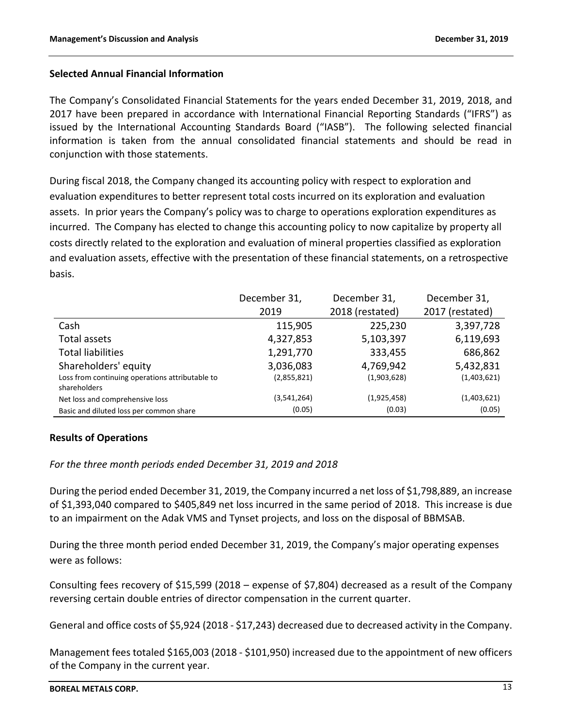## Selected Annual Financial Information

The Company's Consolidated Financial Statements for the years ended December 31, 2019, 2018, and 2017 have been prepared in accordance with International Financial Reporting Standards ("IFRS") as issued by the International Accounting Standards Board ("IASB"). The following selected financial information is taken from the annual consolidated financial statements and should be read in conjunction with those statements.

During fiscal 2018, the Company changed its accounting policy with respect to exploration and evaluation expenditures to better represent total costs incurred on its exploration and evaluation assets. In prior years the Company's policy was to charge to operations exploration expenditures as incurred. The Company has elected to change this accounting policy to now capitalize by property all costs directly related to the exploration and evaluation of mineral properties classified as exploration and evaluation assets, effective with the presentation of these financial statements, on a retrospective basis.

| | December 31, 2019 | December 31, 2018 (restated) | December 31, 2017 (restated) |
|---|---|---|---|
| Cash | 115,905 | 225,230 | 3,397,728 |
| Total assets | 4,327,853 | 5,103,397 | 6,119,693 |
| Total liabilities | 1,291,770 | 333,455 | 686,862 |
| Shareholders' equity | 3,036,083 | 4,769,942 | 5,432,831 |
| Loss from continuing operations attributable to shareholders | (2,855,821) | (1,903,628) | (1,403,621) |
| Net loss and comprehensive loss | (3,541,264) | (1,925,458) | (1,403,621) |
| Basic and diluted loss per common share | (0.05) | (0.03) | (0.05) |

## Results of Operations

*For the three month periods ended December 31, 2019 and 2018*

During the period ended December 31, 2019, the Company incurred a net loss of $1,798,889, an increase of $1,393,040 compared to $405,849 net loss incurred in the same period of 2018. This increase is due to an impairment on the Adak VMS and Tynset projects, and loss on the disposal of BBMSAB.

During the three month period ended December 31, 2019, the Company's major operating expenses were as follows:

Consulting fees recovery of $15,599 (2018 – expense of $7,804) decreased as a result of the Company reversing certain double entries of director compensation in the current quarter.

General and office costs of $5,924 (2018 - $17,243) decreased due to decreased activity in the Company.

Management fees totaled $165,003 (2018 - $101,950) increased due to the appointment of new officers of the Company in the current year.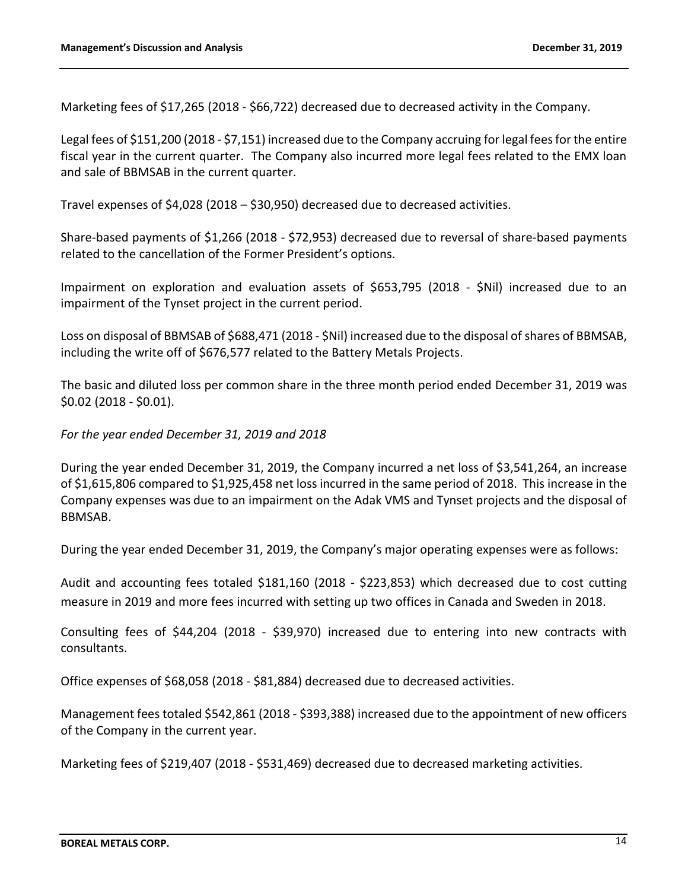Marketing fees of $17,265 (2018 - $66,722) decreased due to decreased activity in the Company.

Legal fees of $151,200 (2018 - $7,151) increased due to the Company accruing for legal fees for the entire fiscal year in the current quarter. The Company also incurred more legal fees related to the EMX loan and sale of BBMSAB in the current quarter.

Travel expenses of $4,028 (2018 – $30,950) decreased due to decreased activities.

Share-based payments of $1,266 (2018 - $72,953) decreased due to reversal of share-based payments related to the cancellation of the Former President's options.

Impairment on exploration and evaluation assets of $653,795 (2018 - $Nil) increased due to an impairment of the Tynset project in the current period.

Loss on disposal of BBMSAB of $688,471 (2018 - $Nil) increased due to the disposal of shares of BBMSAB, including the write off of $676,577 related to the Battery Metals Projects.

The basic and diluted loss per common share in the three month period ended December 31, 2019 was $0.02 (2018 - $0.01).

*For the year ended December 31, 2019 and 2018*

During the year ended December 31, 2019, the Company incurred a net loss of $3,541,264, an increase of $1,615,806 compared to $1,925,458 net loss incurred in the same period of 2018. This increase in the Company expenses was due to an impairment on the Adak VMS and Tynset projects and the disposal of BBMSAB.

During the year ended December 31, 2019, the Company's major operating expenses were as follows:

Audit and accounting fees totaled $181,160 (2018 - $223,853) which decreased due to cost cutting measure in 2019 and more fees incurred with setting up two offices in Canada and Sweden in 2018.

Consulting fees of $44,204 (2018 - $39,970) increased due to entering into new contracts with consultants.

Office expenses of $68,058 (2018 - $81,884) decreased due to decreased activities.

Management fees totaled $542,861 (2018 - $393,388) increased due to the appointment of new officers of the Company in the current year.

Marketing fees of $219,407 (2018 - $531,469) decreased due to decreased marketing activities.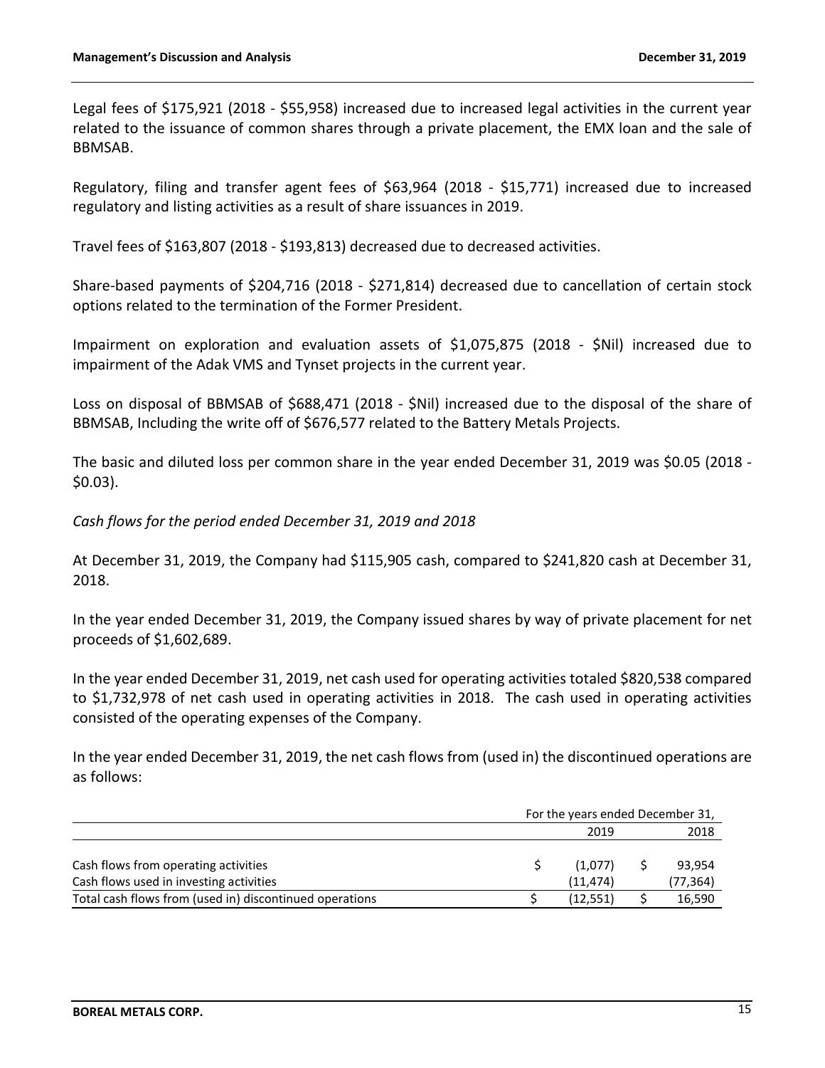Legal fees of $175,921 (2018 - $55,958) increased due to increased legal activities in the current year related to the issuance of common shares through a private placement, the EMX loan and the sale of BBMSAB.

Regulatory, filing and transfer agent fees of $63,964 (2018 - $15,771) increased due to increased regulatory and listing activities as a result of share issuances in 2019.

Travel fees of $163,807 (2018 - $193,813) decreased due to decreased activities.

Share-based payments of $204,716 (2018 - $271,814) decreased due to cancellation of certain stock options related to the termination of the Former President.

Impairment on exploration and evaluation assets of $1,075,875 (2018 - $Nil) increased due to impairment of the Adak VMS and Tynset projects in the current year.

Loss on disposal of BBMSAB of $688,471 (2018 - $Nil) increased due to the disposal of the share of BBMSAB, Including the write off of $676,577 related to the Battery Metals Projects.

The basic and diluted loss per common share in the year ended December 31, 2019 was $0.05 (2018 - $0.03).

*Cash flows for the period ended December 31, 2019 and 2018*

At December 31, 2019, the Company had $115,905 cash, compared to $241,820 cash at December 31, 2018.

In the year ended December 31, 2019, the Company issued shares by way of private placement for net proceeds of $1,602,689.

In the year ended December 31, 2019, net cash used for operating activities totaled $820,538 compared to $1,732,978 of net cash used in operating activities in 2018. The cash used in operating activities consisted of the operating expenses of the Company.

In the year ended December 31, 2019, the net cash flows from (used in) the discontinued operations are as follows:

| | For the years ended December 31, | |
|---|---|---|
| | 2019 | 2018 |
| Cash flows from operating activities | $ (1,077) | $ 93,954 |
| Cash flows used in investing activities | (11,474) | (77,364) |
| Total cash flows from (used in) discontinued operations | $ (12,551) | $ 16,590 |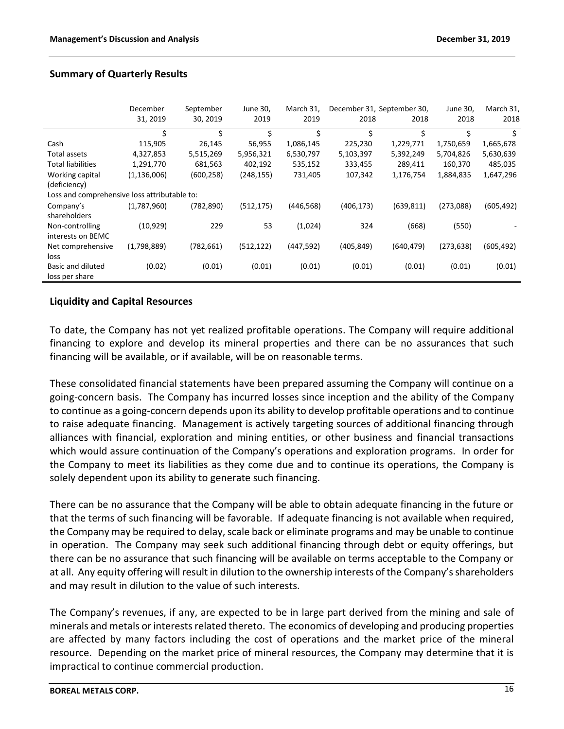## Summary of Quarterly Results

| | December 31, 2019 | September 30, 2019 | June 30, 2019 | March 31, 2019 | December 31, 2018 | September 30, 2018 | June 30, 2018 | March 31, 2018 |
|---|---|---|---|---|---|---|---|---|
| | $ | $ | $ | $ | $ | $ | $ | $ |
| Cash | 115,905 | 26,145 | 56,955 | 1,086,145 | 225,230 | 1,229,771 | 1,750,659 | 1,665,678 |
| Total assets | 4,327,853 | 5,515,269 | 5,956,321 | 6,530,797 | 5,103,397 | 5,392,249 | 5,704,826 | 5,630,639 |
| Total liabilities | 1,291,770 | 681,563 | 402,192 | 535,152 | 333,455 | 289,411 | 160,370 | 485,035 |
| Working capital (deficiency) | (1,136,006) | (600,258) | (248,155) | 731,405 | 107,342 | 1,176,754 | 1,884,835 | 1,647,296 |
| Loss and comprehensive loss attributable to: | | | | | | | | |
| Company's shareholders | (1,787,960) | (782,890) | (512,175) | (446,568) | (406,173) | (639,811) | (273,088) | (605,492) |
| Non-controlling interests on BEMC | (10,929) | 229 | 53 | (1,024) | 324 | (668) | (550) | - |
| Net comprehensive loss | (1,798,889) | (782,661) | (512,122) | (447,592) | (405,849) | (640,479) | (273,638) | (605,492) |
| Basic and diluted loss per share | (0.02) | (0.01) | (0.01) | (0.01) | (0.01) | (0.01) | (0.01) | (0.01) |

## Liquidity and Capital Resources

To date, the Company has not yet realized profitable operations. The Company will require additional financing to explore and develop its mineral properties and there can be no assurances that such financing will be available, or if available, will be on reasonable terms.

These consolidated financial statements have been prepared assuming the Company will continue on a going-concern basis. The Company has incurred losses since inception and the ability of the Company to continue as a going-concern depends upon its ability to develop profitable operations and to continue to raise adequate financing. Management is actively targeting sources of additional financing through alliances with financial, exploration and mining entities, or other business and financial transactions which would assure continuation of the Company's operations and exploration programs. In order for the Company to meet its liabilities as they come due and to continue its operations, the Company is solely dependent upon its ability to generate such financing.

There can be no assurance that the Company will be able to obtain adequate financing in the future or that the terms of such financing will be favorable. If adequate financing is not available when required, the Company may be required to delay, scale back or eliminate programs and may be unable to continue in operation. The Company may seek such additional financing through debt or equity offerings, but there can be no assurance that such financing will be available on terms acceptable to the Company or at all. Any equity offering will result in dilution to the ownership interests of the Company's shareholders and may result in dilution to the value of such interests.

The Company's revenues, if any, are expected to be in large part derived from the mining and sale of minerals and metals or interests related thereto. The economics of developing and producing properties are affected by many factors including the cost of operations and the market price of the mineral resource. Depending on the market price of mineral resources, the Company may determine that it is impractical to continue commercial production.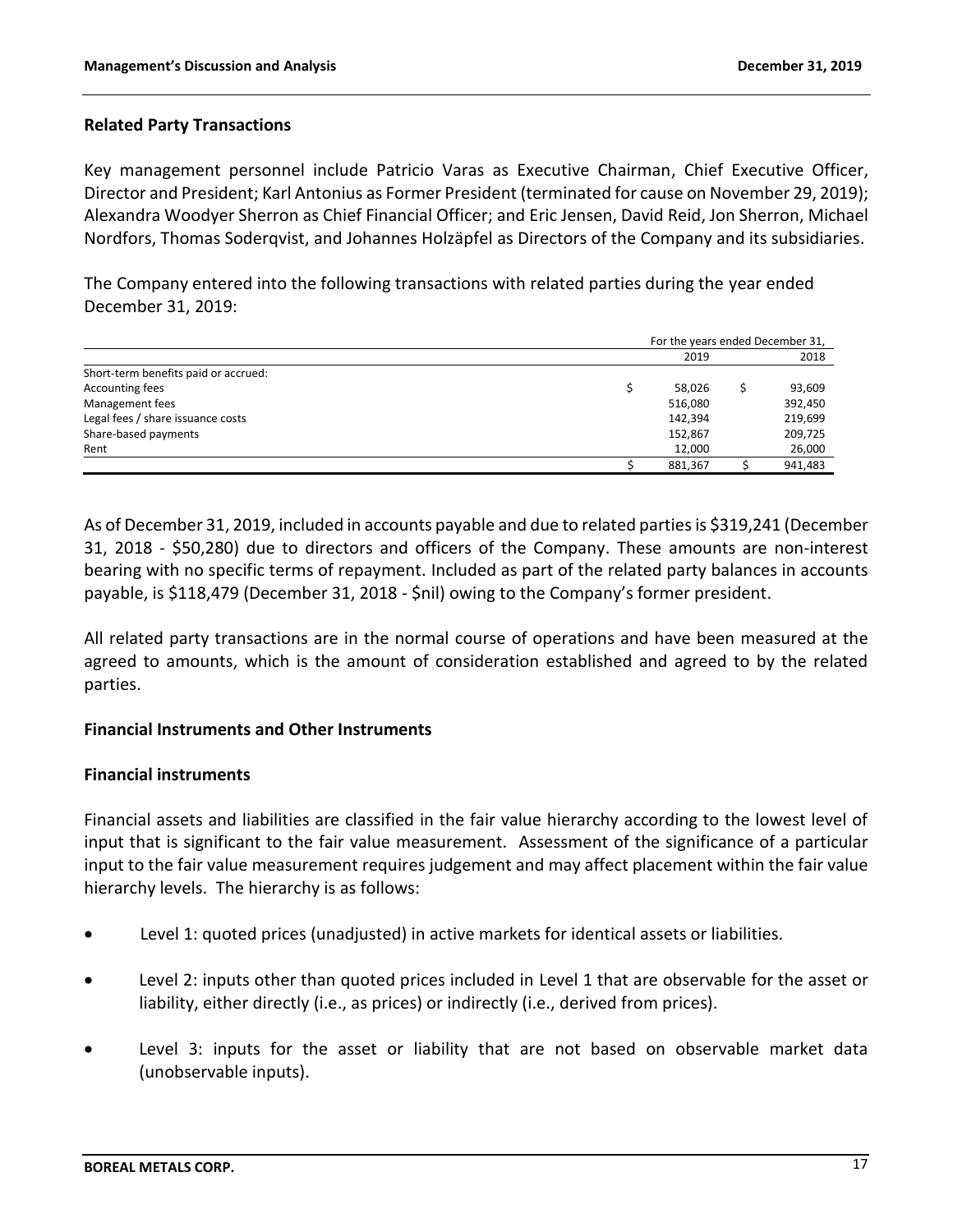## Related Party Transactions

Key management personnel include Patricio Varas as Executive Chairman, Chief Executive Officer, Director and President; Karl Antonius as Former President (terminated for cause on November 29, 2019); Alexandra Woodyer Sherron as Chief Financial Officer; and Eric Jensen, David Reid, Jon Sherron, Michael Nordfors, Thomas Soderqvist, and Johannes Holzäpfel as Directors of the Company and its subsidiaries.

The Company entered into the following transactions with related parties during the year ended December 31, 2019:

| | For the years ended December 31, | |
|---|---|---|
| | 2019 | 2018 |
| Short-term benefits paid or accrued: | | |
| Accounting fees | $ 58,026 | $ 93,609 |
| Management fees | 516,080 | 392,450 |
| Legal fees / share issuance costs | 142,394 | 219,699 |
| Share-based payments | 152,867 | 209,725 |
| Rent | 12,000 | 26,000 |
| | $ 881,367 | $ 941,483 |

As of December 31, 2019, included in accounts payable and due to related parties is $319,241 (December 31, 2018 - $50,280) due to directors and officers of the Company. These amounts are non-interest bearing with no specific terms of repayment. Included as part of the related party balances in accounts payable, is $118,479 (December 31, 2018 - $nil) owing to the Company's former president.

All related party transactions are in the normal course of operations and have been measured at the agreed to amounts, which is the amount of consideration established and agreed to by the related parties.

## Financial Instruments and Other Instruments

### Financial instruments

Financial assets and liabilities are classified in the fair value hierarchy according to the lowest level of input that is significant to the fair value measurement. Assessment of the significance of a particular input to the fair value measurement requires judgement and may affect placement within the fair value hierarchy levels. The hierarchy is as follows:

- Level 1: quoted prices (unadjusted) in active markets for identical assets or liabilities.
- Level 2: inputs other than quoted prices included in Level 1 that are observable for the asset or liability, either directly (i.e., as prices) or indirectly (i.e., derived from prices).
- Level 3: inputs for the asset or liability that are not based on observable market data (unobservable inputs).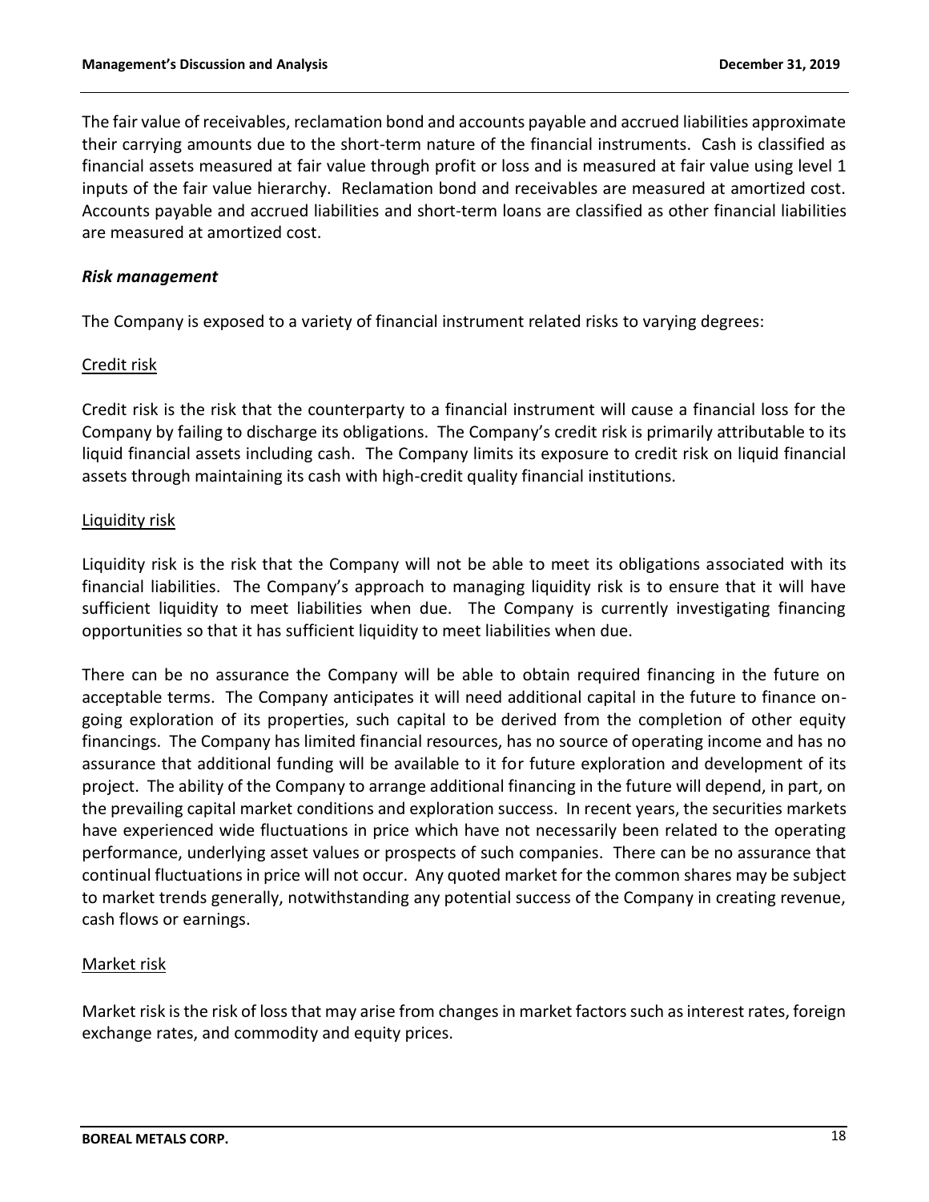The fair value of receivables, reclamation bond and accounts payable and accrued liabilities approximate their carrying amounts due to the short-term nature of the financial instruments. Cash is classified as financial assets measured at fair value through profit or loss and is measured at fair value using level 1 inputs of the fair value hierarchy. Reclamation bond and receivables are measured at amortized cost. Accounts payable and accrued liabilities and short-term loans are classified as other financial liabilities are measured at amortized cost.

***Risk management***

The Company is exposed to a variety of financial instrument related risks to varying degrees:

Credit risk

Credit risk is the risk that the counterparty to a financial instrument will cause a financial loss for the Company by failing to discharge its obligations. The Company's credit risk is primarily attributable to its liquid financial assets including cash. The Company limits its exposure to credit risk on liquid financial assets through maintaining its cash with high-credit quality financial institutions.

Liquidity risk

Liquidity risk is the risk that the Company will not be able to meet its obligations associated with its financial liabilities. The Company's approach to managing liquidity risk is to ensure that it will have sufficient liquidity to meet liabilities when due. The Company is currently investigating financing opportunities so that it has sufficient liquidity to meet liabilities when due.

There can be no assurance the Company will be able to obtain required financing in the future on acceptable terms. The Company anticipates it will need additional capital in the future to finance on-going exploration of its properties, such capital to be derived from the completion of other equity financings. The Company has limited financial resources, has no source of operating income and has no assurance that additional funding will be available to it for future exploration and development of its project. The ability of the Company to arrange additional financing in the future will depend, in part, on the prevailing capital market conditions and exploration success. In recent years, the securities markets have experienced wide fluctuations in price which have not necessarily been related to the operating performance, underlying asset values or prospects of such companies. There can be no assurance that continual fluctuations in price will not occur. Any quoted market for the common shares may be subject to market trends generally, notwithstanding any potential success of the Company in creating revenue, cash flows or earnings.

Market risk

Market risk is the risk of loss that may arise from changes in market factors such as interest rates, foreign exchange rates, and commodity and equity prices.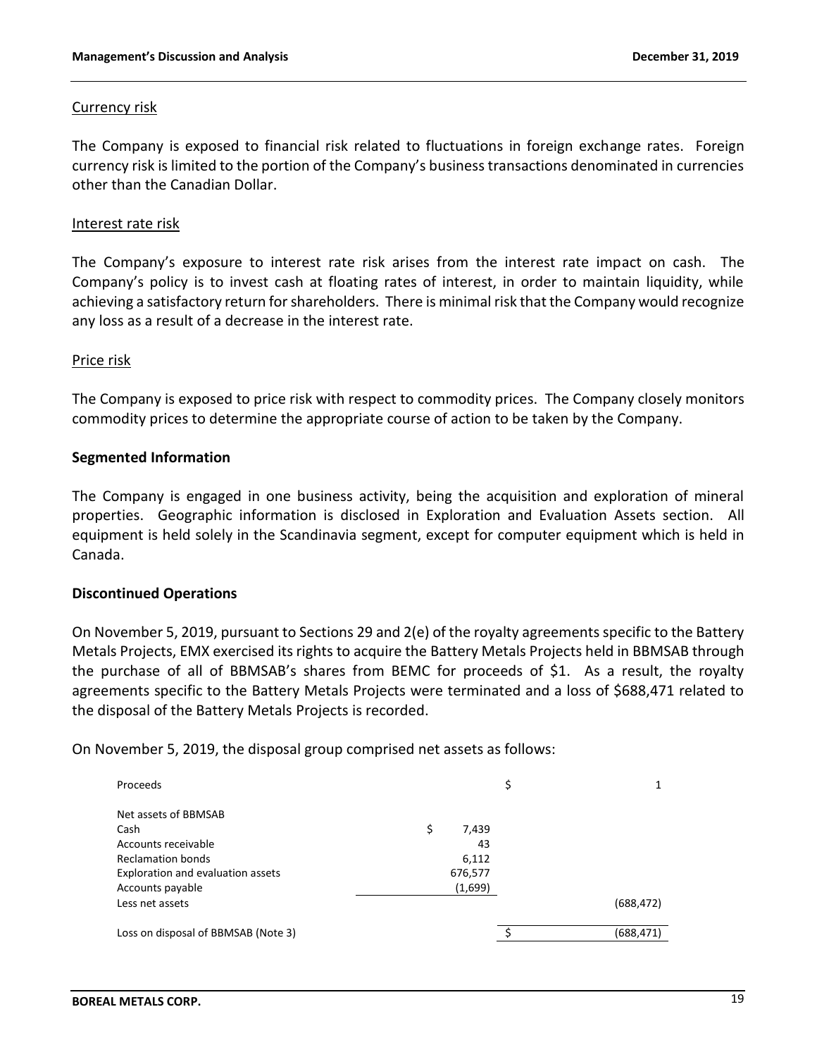### Currency risk

The Company is exposed to financial risk related to fluctuations in foreign exchange rates. Foreign currency risk is limited to the portion of the Company's business transactions denominated in currencies other than the Canadian Dollar.

### Interest rate risk

The Company's exposure to interest rate risk arises from the interest rate impact on cash. The Company's policy is to invest cash at floating rates of interest, in order to maintain liquidity, while achieving a satisfactory return for shareholders. There is minimal risk that the Company would recognize any loss as a result of a decrease in the interest rate.

### Price risk

The Company is exposed to price risk with respect to commodity prices. The Company closely monitors commodity prices to determine the appropriate course of action to be taken by the Company.

## Segmented Information

The Company is engaged in one business activity, being the acquisition and exploration of mineral properties. Geographic information is disclosed in Exploration and Evaluation Assets section. All equipment is held solely in the Scandinavia segment, except for computer equipment which is held in Canada.

## Discontinued Operations

On November 5, 2019, pursuant to Sections 29 and 2(e) of the royalty agreements specific to the Battery Metals Projects, EMX exercised its rights to acquire the Battery Metals Projects held in BBMSAB through the purchase of all of BBMSAB's shares from BEMC for proceeds of $1. As a result, the royalty agreements specific to the Battery Metals Projects were terminated and a loss of $688,471 related to the disposal of the Battery Metals Projects is recorded.

On November 5, 2019, the disposal group comprised net assets as follows:

| | | |
|---|---|---|
| Proceeds | | $ 1 |
| Net assets of BBMSAB | | |
| Cash | $ 7,439 | |
| Accounts receivable | 43 | |
| Reclamation bonds | 6,112 | |
| Exploration and evaluation assets | 676,577 | |
| Accounts payable | (1,699) | |
| Less net assets | | (688,472) |
| Loss on disposal of BBMSAB (Note 3) | | $ (688,471) |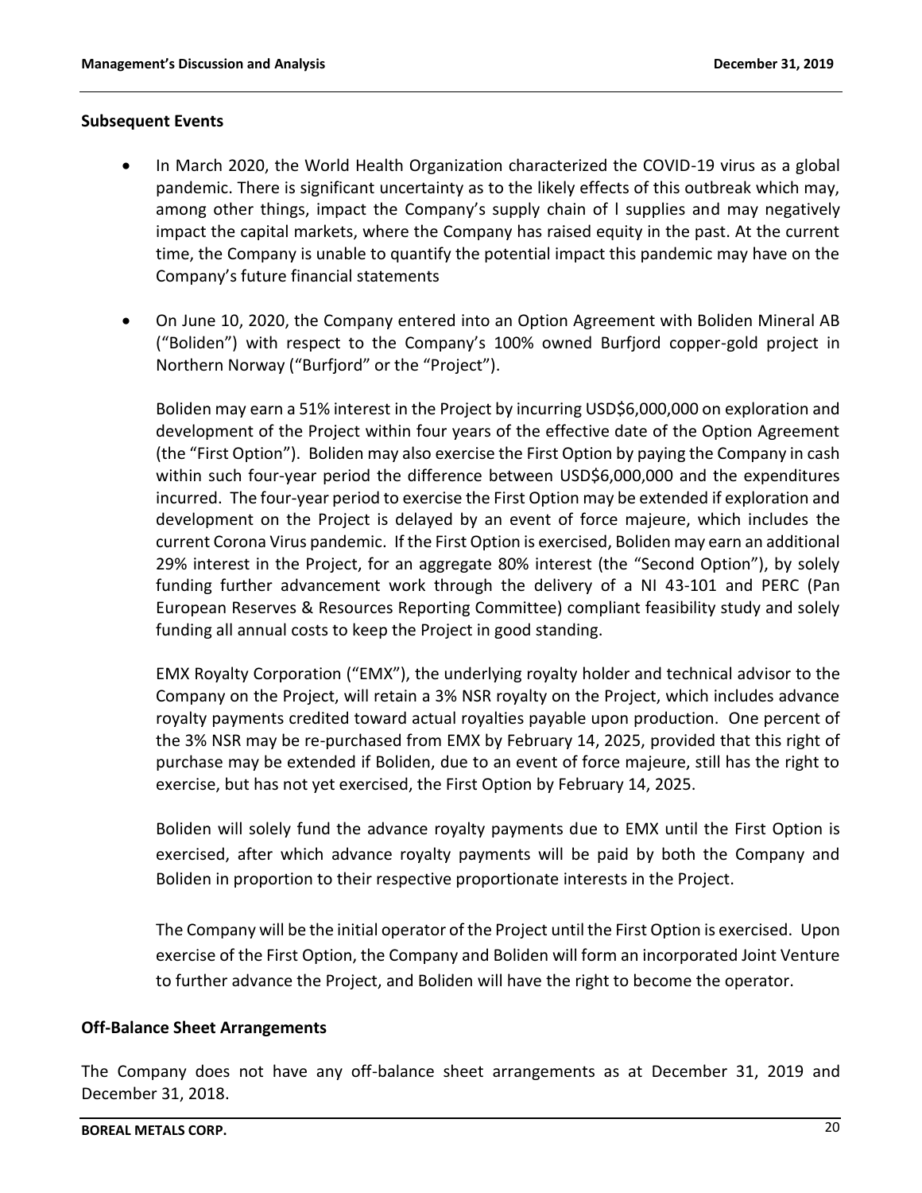## Subsequent Events

- In March 2020, the World Health Organization characterized the COVID-19 virus as a global pandemic. There is significant uncertainty as to the likely effects of this outbreak which may, among other things, impact the Company's supply chain of l supplies and may negatively impact the capital markets, where the Company has raised equity in the past. At the current time, the Company is unable to quantify the potential impact this pandemic may have on the Company's future financial statements

- On June 10, 2020, the Company entered into an Option Agreement with Boliden Mineral AB ("Boliden") with respect to the Company's 100% owned Burfjord copper-gold project in Northern Norway ("Burfjord" or the "Project").

  Boliden may earn a 51% interest in the Project by incurring USD$6,000,000 on exploration and development of the Project within four years of the effective date of the Option Agreement (the "First Option"). Boliden may also exercise the First Option by paying the Company in cash within such four-year period the difference between USD$6,000,000 and the expenditures incurred. The four-year period to exercise the First Option may be extended if exploration and development on the Project is delayed by an event of force majeure, which includes the current Corona Virus pandemic. If the First Option is exercised, Boliden may earn an additional 29% interest in the Project, for an aggregate 80% interest (the "Second Option"), by solely funding further advancement work through the delivery of a NI 43-101 and PERC (Pan European Reserves & Resources Reporting Committee) compliant feasibility study and solely funding all annual costs to keep the Project in good standing.

  EMX Royalty Corporation ("EMX"), the underlying royalty holder and technical advisor to the Company on the Project, will retain a 3% NSR royalty on the Project, which includes advance royalty payments credited toward actual royalties payable upon production. One percent of the 3% NSR may be re-purchased from EMX by February 14, 2025, provided that this right of purchase may be extended if Boliden, due to an event of force majeure, still has the right to exercise, but has not yet exercised, the First Option by February 14, 2025.

  Boliden will solely fund the advance royalty payments due to EMX until the First Option is exercised, after which advance royalty payments will be paid by both the Company and Boliden in proportion to their respective proportionate interests in the Project.

  The Company will be the initial operator of the Project until the First Option is exercised. Upon exercise of the First Option, the Company and Boliden will form an incorporated Joint Venture to further advance the Project, and Boliden will have the right to become the operator.

## Off-Balance Sheet Arrangements

The Company does not have any off-balance sheet arrangements as at December 31, 2019 and December 31, 2018.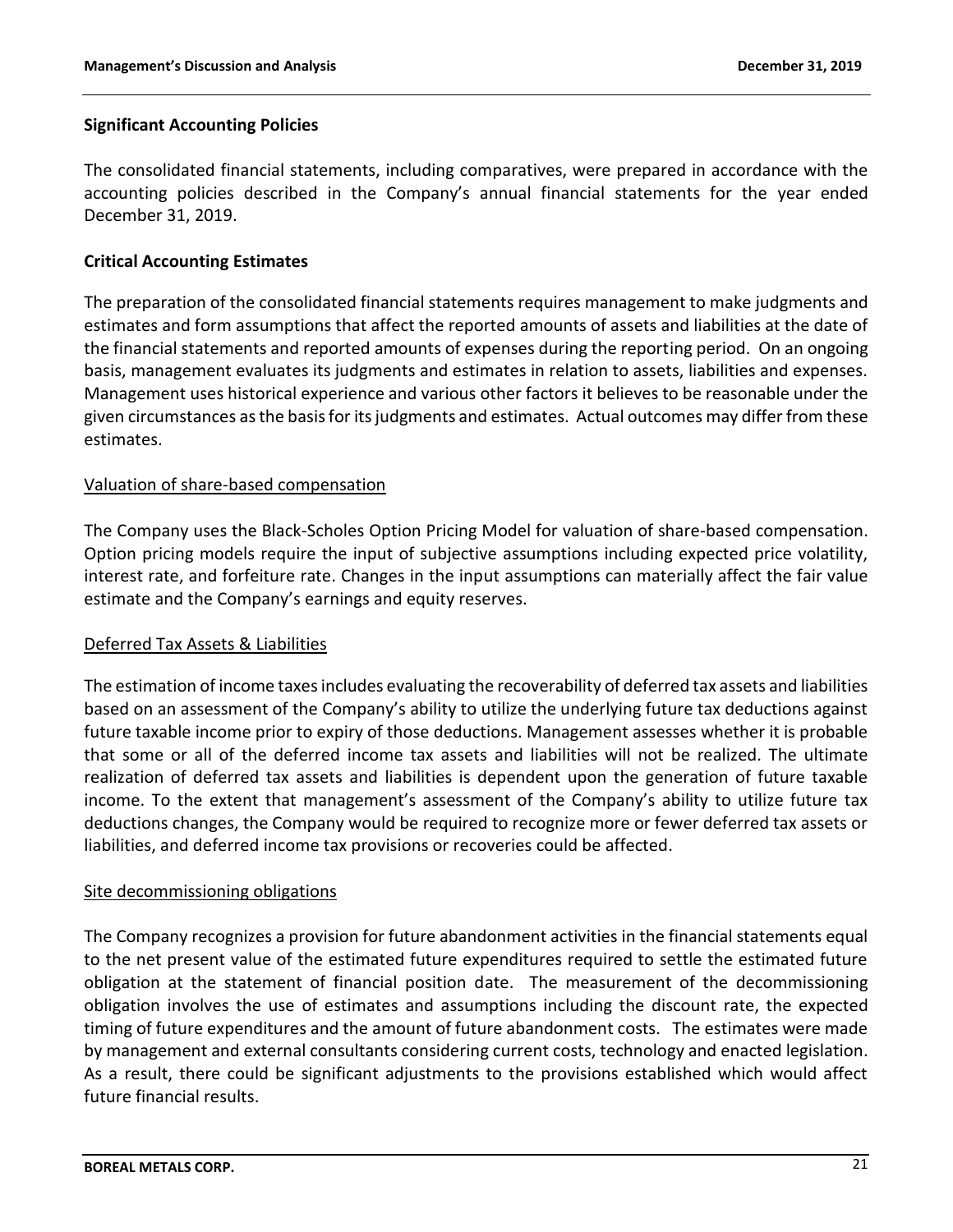## Significant Accounting Policies

The consolidated financial statements, including comparatives, were prepared in accordance with the accounting policies described in the Company's annual financial statements for the year ended December 31, 2019.

## Critical Accounting Estimates

The preparation of the consolidated financial statements requires management to make judgments and estimates and form assumptions that affect the reported amounts of assets and liabilities at the date of the financial statements and reported amounts of expenses during the reporting period. On an ongoing basis, management evaluates its judgments and estimates in relation to assets, liabilities and expenses. Management uses historical experience and various other factors it believes to be reasonable under the given circumstances as the basis for its judgments and estimates. Actual outcomes may differ from these estimates.

### Valuation of share-based compensation

The Company uses the Black-Scholes Option Pricing Model for valuation of share-based compensation. Option pricing models require the input of subjective assumptions including expected price volatility, interest rate, and forfeiture rate. Changes in the input assumptions can materially affect the fair value estimate and the Company's earnings and equity reserves.

### Deferred Tax Assets & Liabilities

The estimation of income taxes includes evaluating the recoverability of deferred tax assets and liabilities based on an assessment of the Company's ability to utilize the underlying future tax deductions against future taxable income prior to expiry of those deductions. Management assesses whether it is probable that some or all of the deferred income tax assets and liabilities will not be realized. The ultimate realization of deferred tax assets and liabilities is dependent upon the generation of future taxable income. To the extent that management's assessment of the Company's ability to utilize future tax deductions changes, the Company would be required to recognize more or fewer deferred tax assets or liabilities, and deferred income tax provisions or recoveries could be affected.

### Site decommissioning obligations

The Company recognizes a provision for future abandonment activities in the financial statements equal to the net present value of the estimated future expenditures required to settle the estimated future obligation at the statement of financial position date. The measurement of the decommissioning obligation involves the use of estimates and assumptions including the discount rate, the expected timing of future expenditures and the amount of future abandonment costs. The estimates were made by management and external consultants considering current costs, technology and enacted legislation. As a result, there could be significant adjustments to the provisions established which would affect future financial results.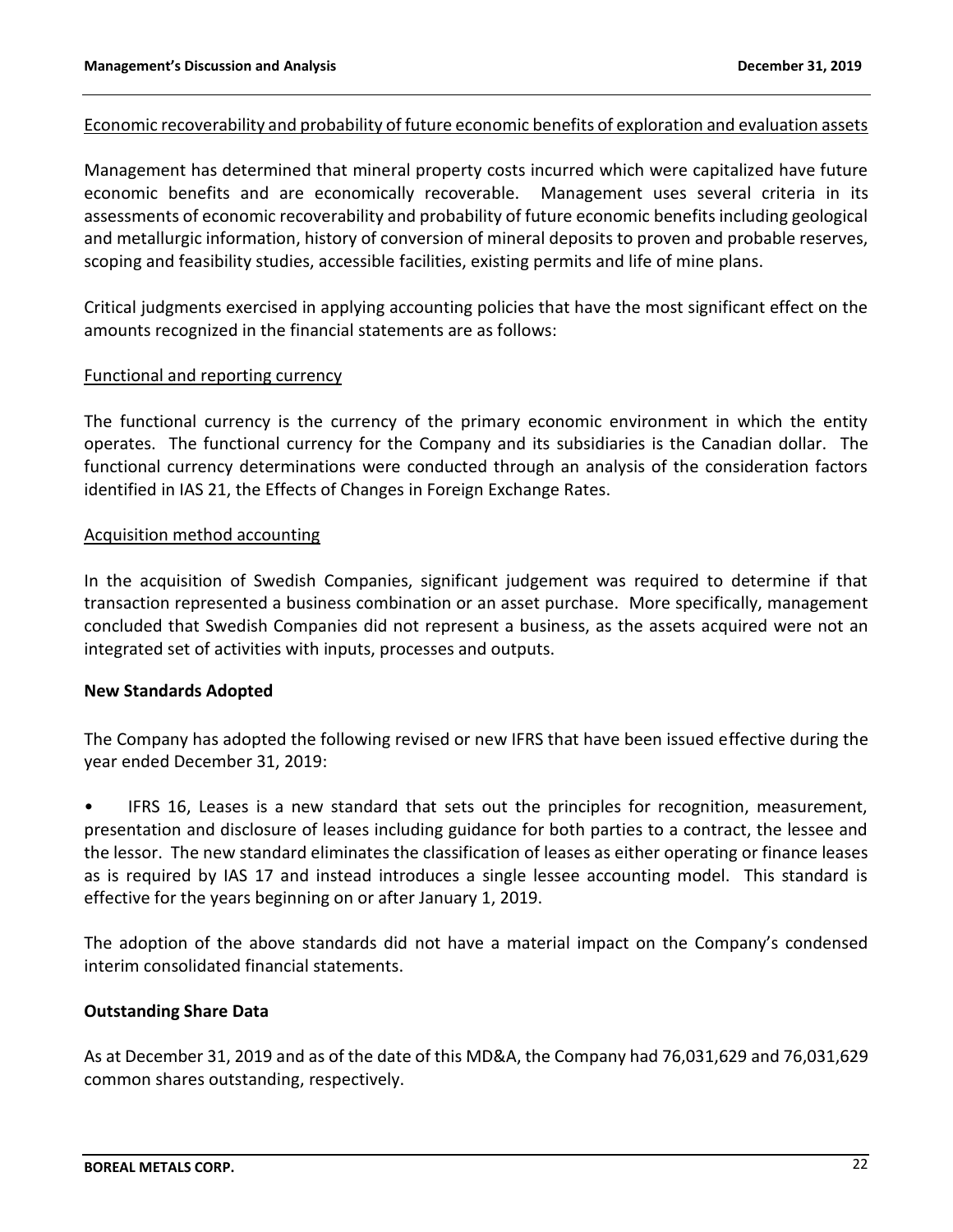Economic recoverability and probability of future economic benefits of exploration and evaluation assets

Management has determined that mineral property costs incurred which were capitalized have future economic benefits and are economically recoverable. Management uses several criteria in its assessments of economic recoverability and probability of future economic benefits including geological and metallurgic information, history of conversion of mineral deposits to proven and probable reserves, scoping and feasibility studies, accessible facilities, existing permits and life of mine plans.

Critical judgments exercised in applying accounting policies that have the most significant effect on the amounts recognized in the financial statements are as follows:

Functional and reporting currency

The functional currency is the currency of the primary economic environment in which the entity operates. The functional currency for the Company and its subsidiaries is the Canadian dollar. The functional currency determinations were conducted through an analysis of the consideration factors identified in IAS 21, the Effects of Changes in Foreign Exchange Rates.

Acquisition method accounting

In the acquisition of Swedish Companies, significant judgement was required to determine if that transaction represented a business combination or an asset purchase. More specifically, management concluded that Swedish Companies did not represent a business, as the assets acquired were not an integrated set of activities with inputs, processes and outputs.

**New Standards Adopted**

The Company has adopted the following revised or new IFRS that have been issued effective during the year ended December 31, 2019:

- IFRS 16, Leases is a new standard that sets out the principles for recognition, measurement, presentation and disclosure of leases including guidance for both parties to a contract, the lessee and the lessor. The new standard eliminates the classification of leases as either operating or finance leases as is required by IAS 17 and instead introduces a single lessee accounting model. This standard is effective for the years beginning on or after January 1, 2019.

The adoption of the above standards did not have a material impact on the Company's condensed interim consolidated financial statements.

**Outstanding Share Data**

As at December 31, 2019 and as of the date of this MD&A, the Company had 76,031,629 and 76,031,629 common shares outstanding, respectively.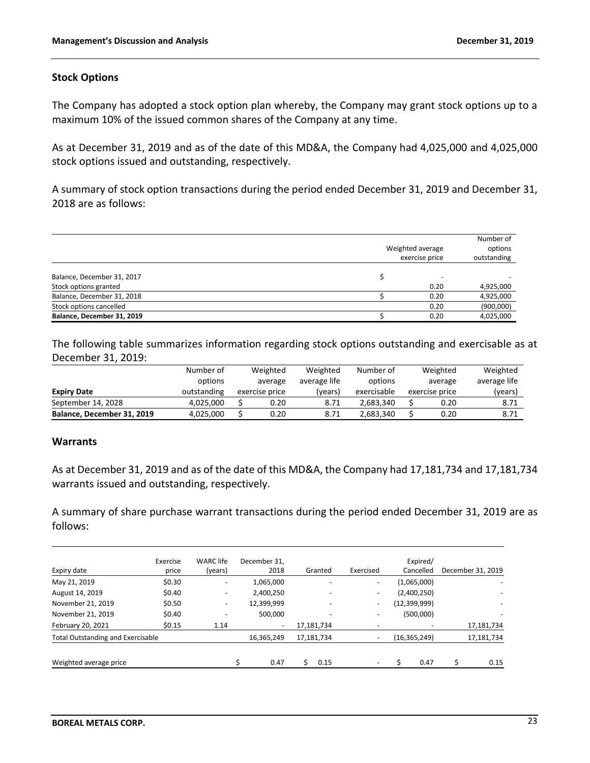## Stock Options

The Company has adopted a stock option plan whereby, the Company may grant stock options up to a maximum 10% of the issued common shares of the Company at any time.

As at December 31, 2019 and as of the date of this MD&A, the Company had 4,025,000 and 4,025,000 stock options issued and outstanding, respectively.

A summary of stock option transactions during the period ended December 31, 2019 and December 31, 2018 are as follows:

| | Weighted average exercise price | Number of options outstanding |
|---|---|---|
| Balance, December 31, 2017 | $ - | - |
| Stock options granted | 0.20 | 4,925,000 |
| Balance, December 31, 2018 | $ 0.20 | 4,925,000 |
| Stock options cancelled | 0.20 | (900,000) |
| **Balance, December 31, 2019** | $ 0.20 | 4,025,000 |

The following table summarizes information regarding stock options outstanding and exercisable as at December 31, 2019:

| Expiry Date | Number of options outstanding | Weighted average exercise price | Weighted average life (years) | Number of options exercisable | Weighted average exercise price | Weighted average life (years) |
|---|---|---|---|---|---|---|
| September 14, 2028 | 4,025,000 | $ 0.20 | 8.71 | 2,683,340 | $ 0.20 | 8.71 |
| **Balance, December 31, 2019** | 4,025,000 | $ 0.20 | 8.71 | 2,683,340 | $ 0.20 | 8.71 |

## Warrants

As at December 31, 2019 and as of the date of this MD&A, the Company had 17,181,734 and 17,181,734 warrants issued and outstanding, respectively.

A summary of share purchase warrant transactions during the period ended December 31, 2019 are as follows:

| Expiry date | Exercise price | WARC life (years) | December 31, 2018 | Granted | Exercised | Expired/ Cancelled | December 31, 2019 |
|---|---|---|---|---|---|---|---|
| May 21, 2019 | $0.30 | - | 1,065,000 | - | - | (1,065,000) | - |
| August 14, 2019 | $0.40 | - | 2,400,250 | - | - | (2,400,250) | - |
| November 21, 2019 | $0.50 | - | 12,399,999 | - | - | (12,399,999) | - |
| November 21, 2019 | $0.40 | - | 500,000 | - | - | (500,000) | - |
| February 20, 2021 | $0.15 | 1.14 | - | 17,181,734 | - | - | 17,181,734 |
| Total Outstanding and Exercisable | | | 16,365,249 | 17,181,734 | - | (16,365,249) | 17,181,734 |
| Weighted average price | | | $ 0.47 | $ 0.15 | - | $ 0.47 | $ 0.15 |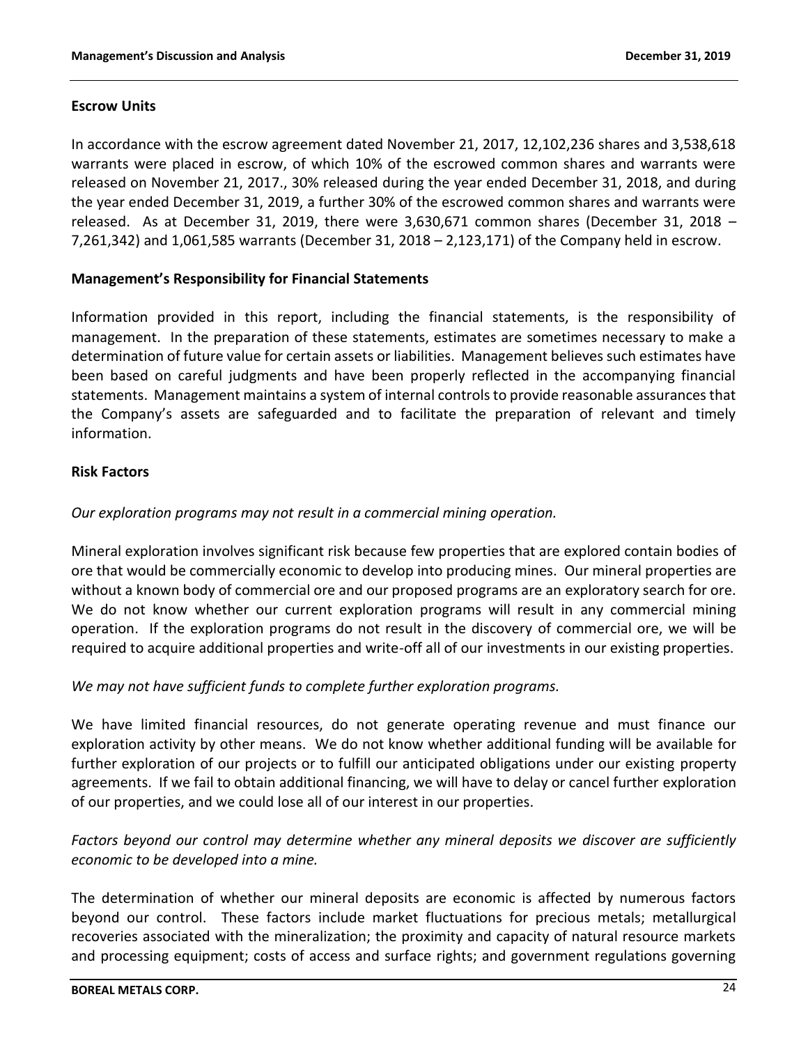## Escrow Units

In accordance with the escrow agreement dated November 21, 2017, 12,102,236 shares and 3,538,618 warrants were placed in escrow, of which 10% of the escrowed common shares and warrants were released on November 21, 2017., 30% released during the year ended December 31, 2018, and during the year ended December 31, 2019, a further 30% of the escrowed common shares and warrants were released. As at December 31, 2019, there were 3,630,671 common shares (December 31, 2018 – 7,261,342) and 1,061,585 warrants (December 31, 2018 – 2,123,171) of the Company held in escrow.

## Management's Responsibility for Financial Statements

Information provided in this report, including the financial statements, is the responsibility of management. In the preparation of these statements, estimates are sometimes necessary to make a determination of future value for certain assets or liabilities. Management believes such estimates have been based on careful judgments and have been properly reflected in the accompanying financial statements. Management maintains a system of internal controls to provide reasonable assurances that the Company's assets are safeguarded and to facilitate the preparation of relevant and timely information.

## Risk Factors

*Our exploration programs may not result in a commercial mining operation.*

Mineral exploration involves significant risk because few properties that are explored contain bodies of ore that would be commercially economic to develop into producing mines. Our mineral properties are without a known body of commercial ore and our proposed programs are an exploratory search for ore. We do not know whether our current exploration programs will result in any commercial mining operation. If the exploration programs do not result in the discovery of commercial ore, we will be required to acquire additional properties and write-off all of our investments in our existing properties.

*We may not have sufficient funds to complete further exploration programs.*

We have limited financial resources, do not generate operating revenue and must finance our exploration activity by other means. We do not know whether additional funding will be available for further exploration of our projects or to fulfill our anticipated obligations under our existing property agreements. If we fail to obtain additional financing, we will have to delay or cancel further exploration of our properties, and we could lose all of our interest in our properties.

*Factors beyond our control may determine whether any mineral deposits we discover are sufficiently economic to be developed into a mine.*

The determination of whether our mineral deposits are economic is affected by numerous factors beyond our control. These factors include market fluctuations for precious metals; metallurgical recoveries associated with the mineralization; the proximity and capacity of natural resource markets and processing equipment; costs of access and surface rights; and government regulations governing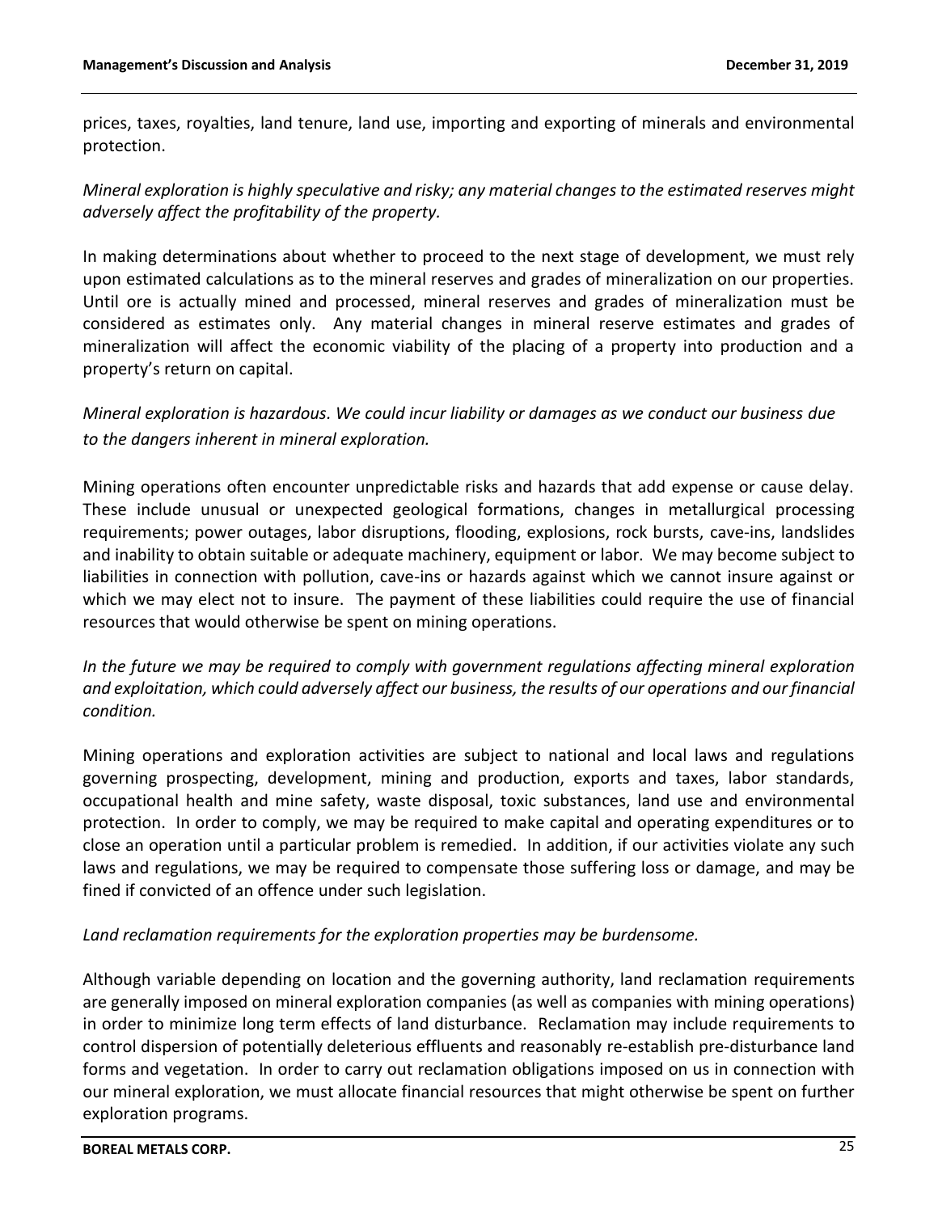prices, taxes, royalties, land tenure, land use, importing and exporting of minerals and environmental protection.

*Mineral exploration is highly speculative and risky; any material changes to the estimated reserves might adversely affect the profitability of the property.*

In making determinations about whether to proceed to the next stage of development, we must rely upon estimated calculations as to the mineral reserves and grades of mineralization on our properties. Until ore is actually mined and processed, mineral reserves and grades of mineralization must be considered as estimates only. Any material changes in mineral reserve estimates and grades of mineralization will affect the economic viability of the placing of a property into production and a property's return on capital.

*Mineral exploration is hazardous. We could incur liability or damages as we conduct our business due to the dangers inherent in mineral exploration.*

Mining operations often encounter unpredictable risks and hazards that add expense or cause delay. These include unusual or unexpected geological formations, changes in metallurgical processing requirements; power outages, labor disruptions, flooding, explosions, rock bursts, cave-ins, landslides and inability to obtain suitable or adequate machinery, equipment or labor. We may become subject to liabilities in connection with pollution, cave-ins or hazards against which we cannot insure against or which we may elect not to insure. The payment of these liabilities could require the use of financial resources that would otherwise be spent on mining operations.

*In the future we may be required to comply with government regulations affecting mineral exploration and exploitation, which could adversely affect our business, the results of our operations and our financial condition.*

Mining operations and exploration activities are subject to national and local laws and regulations governing prospecting, development, mining and production, exports and taxes, labor standards, occupational health and mine safety, waste disposal, toxic substances, land use and environmental protection. In order to comply, we may be required to make capital and operating expenditures or to close an operation until a particular problem is remedied. In addition, if our activities violate any such laws and regulations, we may be required to compensate those suffering loss or damage, and may be fined if convicted of an offence under such legislation.

*Land reclamation requirements for the exploration properties may be burdensome.*

Although variable depending on location and the governing authority, land reclamation requirements are generally imposed on mineral exploration companies (as well as companies with mining operations) in order to minimize long term effects of land disturbance. Reclamation may include requirements to control dispersion of potentially deleterious effluents and reasonably re-establish pre-disturbance land forms and vegetation. In order to carry out reclamation obligations imposed on us in connection with our mineral exploration, we must allocate financial resources that might otherwise be spent on further exploration programs.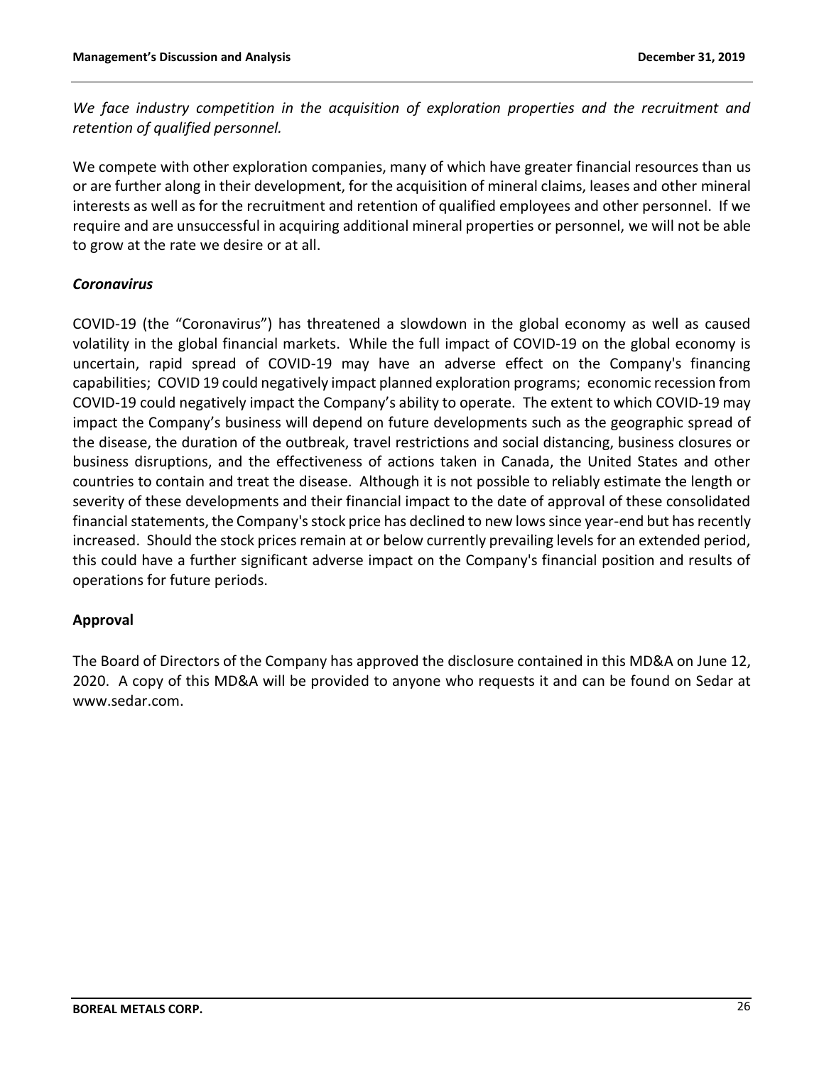*We face industry competition in the acquisition of exploration properties and the recruitment and retention of qualified personnel.*

We compete with other exploration companies, many of which have greater financial resources than us or are further along in their development, for the acquisition of mineral claims, leases and other mineral interests as well as for the recruitment and retention of qualified employees and other personnel. If we require and are unsuccessful in acquiring additional mineral properties or personnel, we will not be able to grow at the rate we desire or at all.

### *Coronavirus*

COVID-19 (the "Coronavirus") has threatened a slowdown in the global economy as well as caused volatility in the global financial markets. While the full impact of COVID-19 on the global economy is uncertain, rapid spread of COVID-19 may have an adverse effect on the Company's financing capabilities; COVID 19 could negatively impact planned exploration programs; economic recession from COVID-19 could negatively impact the Company's ability to operate. The extent to which COVID-19 may impact the Company's business will depend on future developments such as the geographic spread of the disease, the duration of the outbreak, travel restrictions and social distancing, business closures or business disruptions, and the effectiveness of actions taken in Canada, the United States and other countries to contain and treat the disease. Although it is not possible to reliably estimate the length or severity of these developments and their financial impact to the date of approval of these consolidated financial statements, the Company's stock price has declined to new lows since year-end but has recently increased. Should the stock prices remain at or below currently prevailing levels for an extended period, this could have a further significant adverse impact on the Company's financial position and results of operations for future periods.

## **Approval**

The Board of Directors of the Company has approved the disclosure contained in this MD&A on June 12, 2020. A copy of this MD&A will be provided to anyone who requests it and can be found on Sedar at www.sedar.com.